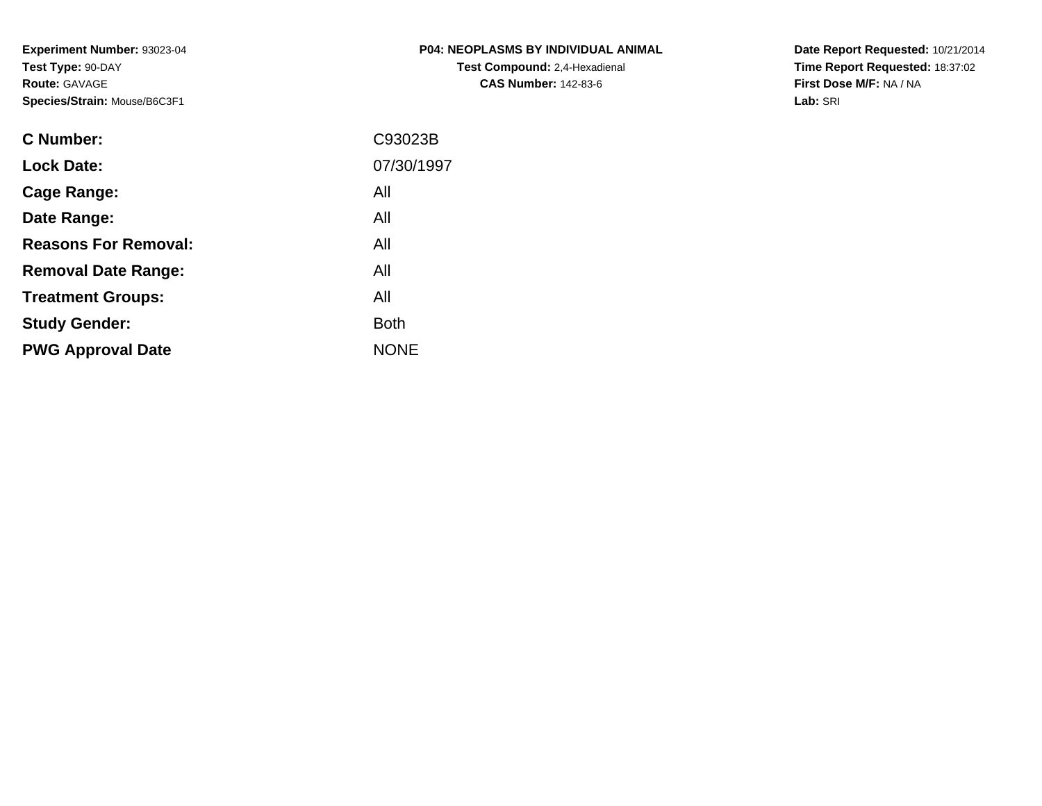**Experiment Number:** 93023-04
**Test Type:** 90-DAY
**Route:** GAVAGE
**Species/Strain:** Mouse/B6C3F1

**P04: NEOPLASMS BY INDIVIDUAL ANIMAL**
**Test Compound:** 2,4-Hexadienal
**CAS Number:** 142-83-6

**Date Report Requested:** 10/21/2014
**Time Report Requested:** 18:37:02
**First Dose M/F:** NA / NA
**Lab:** SRI

| | |
|---|---|
| **C Number:** | C93023B |
| **Lock Date:** | 07/30/1997 |
| **Cage Range:** | All |
| **Date Range:** | All |
| **Reasons For Removal:** | All |
| **Removal Date Range:** | All |
| **Treatment Groups:** | All |
| **Study Gender:** | Both |
| **PWG Approval Date** | NONE |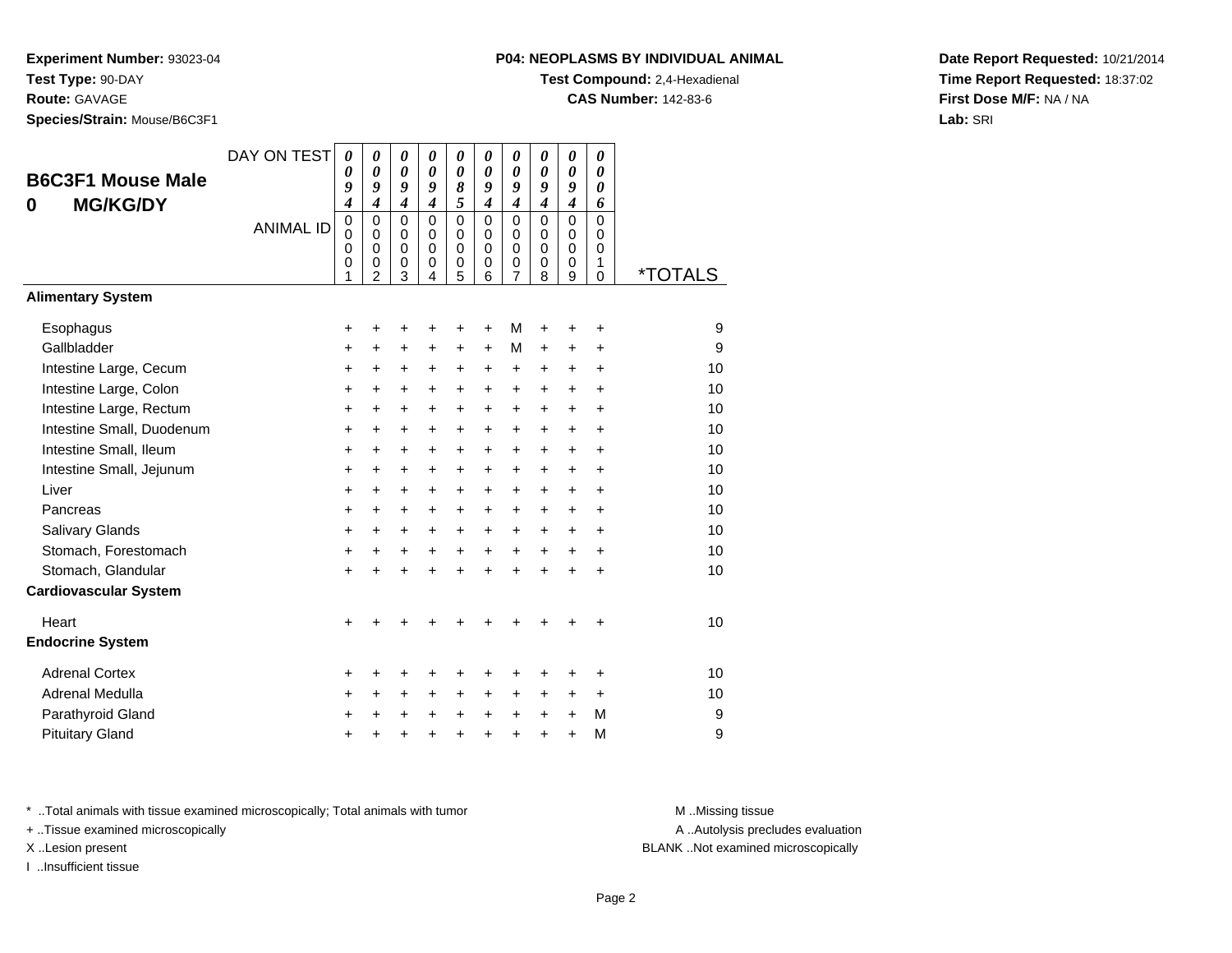**Experiment Number:** 93023-04
**Test Type:** 90-DAY
**Route:** GAVAGE
**Species/Strain:** Mouse/B6C3F1

**P04: NEOPLASMS BY INDIVIDUAL ANIMAL**
**Test Compound:** 2,4-Hexadienal
**CAS Number:** 142-83-6

**Date Report Requested:** 10/21/2014
**Time Report Requested:** 18:37:02
**First Dose M/F:** NA / NA
**Lab:** SRI

## B6C3F1 Mouse Male
## 0 MG/KG/DY

| DAY ON TEST | 0094 | 0094 | 0094 | 0094 | 0085 | 0094 | 0094 | 0094 | 0094 | 0006 | |
|---|---|---|---|---|---|---|---|---|---|---|---|
| ANIMAL ID | 00001 | 00002 | 00003 | 00004 | 00005 | 00006 | 00007 | 00008 | 00009 | 00010 | *TOTALS |
| **Alimentary System** | | | | | | | | | | | |
| Esophagus | + | + | + | + | + | + | M | + | + | + | 9 |
| Gallbladder | + | + | + | + | + | + | M | + | + | + | 9 |
| Intestine Large, Cecum | + | + | + | + | + | + | + | + | + | + | 10 |
| Intestine Large, Colon | + | + | + | + | + | + | + | + | + | + | 10 |
| Intestine Large, Rectum | + | + | + | + | + | + | + | + | + | + | 10 |
| Intestine Small, Duodenum | + | + | + | + | + | + | + | + | + | + | 10 |
| Intestine Small, Ileum | + | + | + | + | + | + | + | + | + | + | 10 |
| Intestine Small, Jejunum | + | + | + | + | + | + | + | + | + | + | 10 |
| Liver | + | + | + | + | + | + | + | + | + | + | 10 |
| Pancreas | + | + | + | + | + | + | + | + | + | + | 10 |
| Salivary Glands | + | + | + | + | + | + | + | + | + | + | 10 |
| Stomach, Forestomach | + | + | + | + | + | + | + | + | + | + | 10 |
| Stomach, Glandular | + | + | + | + | + | + | + | + | + | + | 10 |
| **Cardiovascular System** | | | | | | | | | | | |
| Heart | + | + | + | + | + | + | + | + | + | + | 10 |
| **Endocrine System** | | | | | | | | | | | |
| Adrenal Cortex | + | + | + | + | + | + | + | + | + | + | 10 |
| Adrenal Medulla | + | + | + | + | + | + | + | + | + | + | 10 |
| Parathyroid Gland | + | + | + | + | + | + | + | + | + | M | 9 |
| Pituitary Gland | + | + | + | + | + | + | + | + | + | M | 9 |

* ..Total animals with tissue examined microscopically; Total animals with tumor
+ ..Tissue examined microscopically
X ..Lesion present
I ..Insufficient tissue

M ..Missing tissue
A ..Autolysis precludes evaluation
BLANK ..Not examined microscopically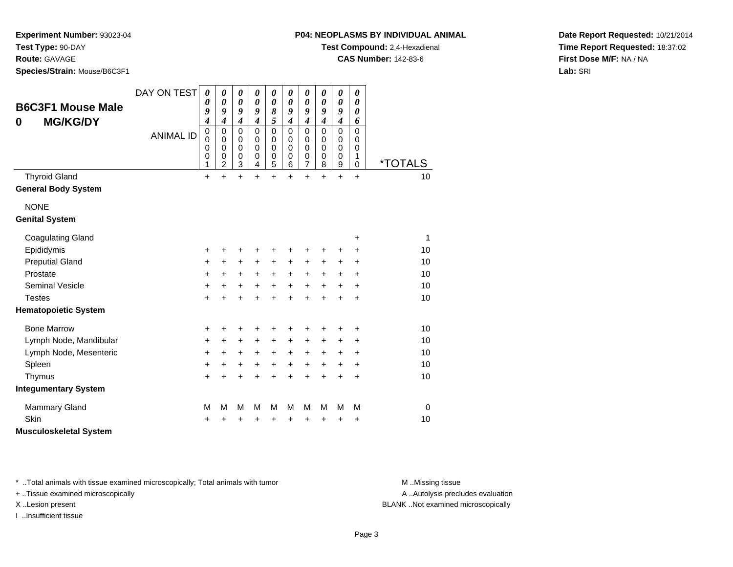**Experiment Number:** 93023-04
**Test Type:** 90-DAY
**Route:** GAVAGE
**Species/Strain:** Mouse/B6C3F1

**P04: NEOPLASMS BY INDIVIDUAL ANIMAL**
**Test Compound:** 2,4-Hexadienal
**CAS Number:** 142-83-6

**Date Report Requested:** 10/21/2014
**Time Report Requested:** 18:37:02
**First Dose M/F:** NA / NA
**Lab:** SRI

## B6C3F1 Mouse Male
## 0 MG/KG/DY

| DAY ON TEST | 0094 | 0094 | 0094 | 0094 | 0085 | 0094 | 0094 | 0094 | 0094 | 0006 | |
|---|---|---|---|---|---|---|---|---|---|---|---|
| ANIMAL ID | 00001 | 00002 | 00003 | 00004 | 00005 | 00006 | 00007 | 00008 | 00009 | 00010 | *TOTALS |
| Thyroid Gland | + | + | + | + | + | + | + | + | + | + | 10 |
| **General Body System** | | | | | | | | | | | |
| NONE | | | | | | | | | | | |
| **Genital System** | | | | | | | | | | | |
| Coagulating Gland | | | | | | | | | | + | 1 |
| Epididymis | + | + | + | + | + | + | + | + | + | + | 10 |
| Preputial Gland | + | + | + | + | + | + | + | + | + | + | 10 |
| Prostate | + | + | + | + | + | + | + | + | + | + | 10 |
| Seminal Vesicle | + | + | + | + | + | + | + | + | + | + | 10 |
| Testes | + | + | + | + | + | + | + | + | + | + | 10 |
| **Hematopoietic System** | | | | | | | | | | | |
| Bone Marrow | + | + | + | + | + | + | + | + | + | + | 10 |
| Lymph Node, Mandibular | + | + | + | + | + | + | + | + | + | + | 10 |
| Lymph Node, Mesenteric | + | + | + | + | + | + | + | + | + | + | 10 |
| Spleen | + | + | + | + | + | + | + | + | + | + | 10 |
| Thymus | + | + | + | + | + | + | + | + | + | + | 10 |
| **Integumentary System** | | | | | | | | | | | |
| Mammary Gland | M | M | M | M | M | M | M | M | M | M | 0 |
| Skin | + | + | + | + | + | + | + | + | + | + | 10 |
| **Musculoskeletal System** | | | | | | | | | | | |

* ..Total animals with tissue examined microscopically; Total animals with tumor
+ ..Tissue examined microscopically
X ..Lesion present
I ..Insufficient tissue

M ..Missing tissue
A ..Autolysis precludes evaluation
BLANK ..Not examined microscopically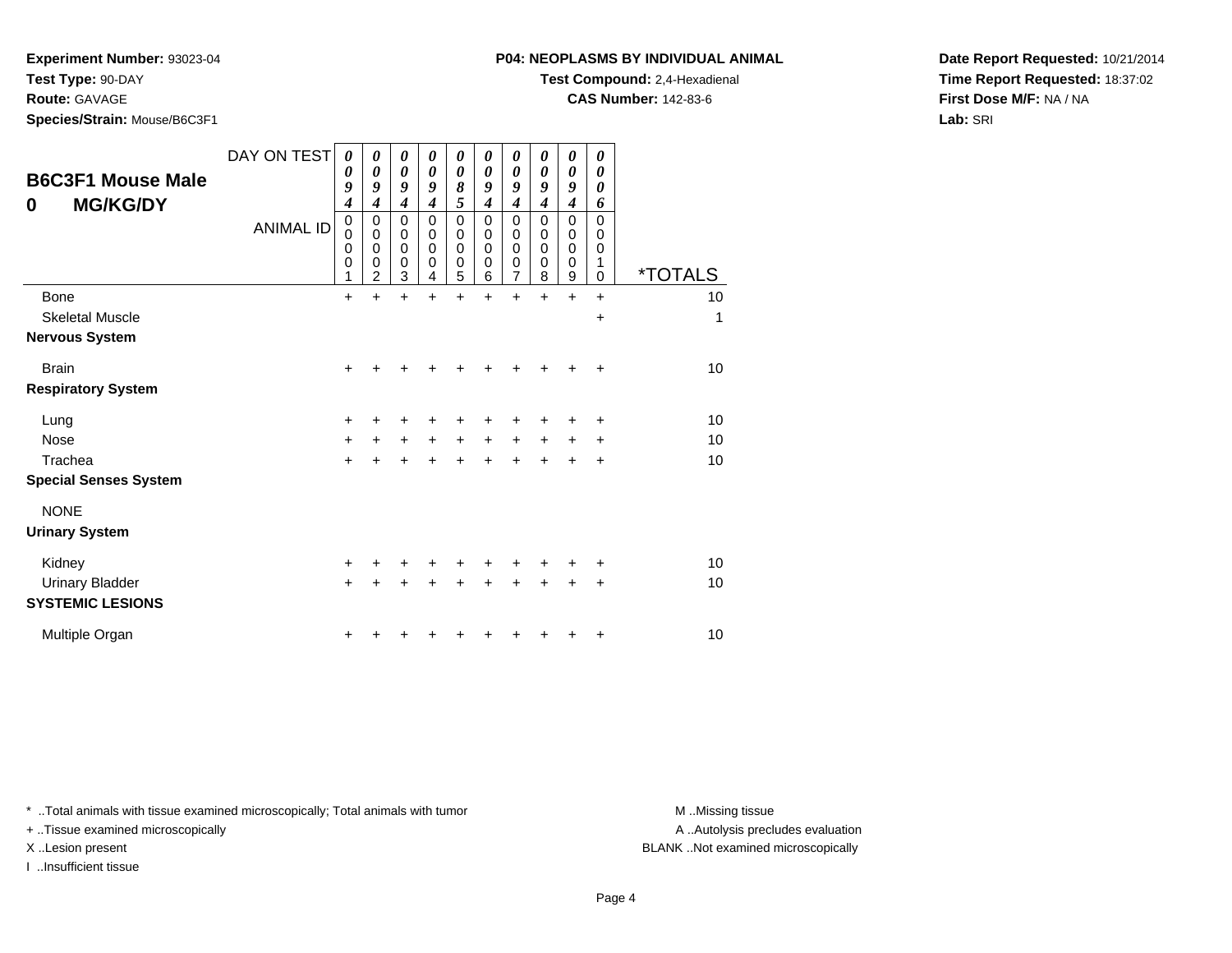**Experiment Number:** 93023-04
**Test Type:** 90-DAY
**Route:** GAVAGE
**Species/Strain:** Mouse/B6C3F1

**P04: NEOPLASMS BY INDIVIDUAL ANIMAL**
**Test Compound:** 2,4-Hexadienal
**CAS Number:** 142-83-6

**Date Report Requested:** 10/21/2014
**Time Report Requested:** 18:37:02
**First Dose M/F:** NA / NA
**Lab:** SRI

## B6C3F1 Mouse Male
## 0 MG/KG/DY

| DAY ON TEST | 0094 | 0094 | 0094 | 0094 | 0085 | 0094 | 0094 | 0094 | 0094 | 0006 | |
|---|---|---|---|---|---|---|---|---|---|---|---|
| ANIMAL ID | 00001 | 00002 | 00003 | 00004 | 00005 | 00006 | 00007 | 00008 | 00009 | 00010 | *TOTALS |
| Bone | + | + | + | + | + | + | + | + | + | + | 10 |
| Skeletal Muscle | | | | | | | | | | + | 1 |
| **Nervous System** | | | | | | | | | | | |
| Brain | + | + | + | + | + | + | + | + | + | + | 10 |
| **Respiratory System** | | | | | | | | | | | |
| Lung | + | + | + | + | + | + | + | + | + | + | 10 |
| Nose | + | + | + | + | + | + | + | + | + | + | 10 |
| Trachea | + | + | + | + | + | + | + | + | + | + | 10 |
| **Special Senses System** | | | | | | | | | | | |
| NONE | | | | | | | | | | | |
| **Urinary System** | | | | | | | | | | | |
| Kidney | + | + | + | + | + | + | + | + | + | + | 10 |
| Urinary Bladder | + | + | + | + | + | + | + | + | + | + | 10 |
| **SYSTEMIC LESIONS** | | | | | | | | | | | |
| Multiple Organ | + | + | + | + | + | + | + | + | + | + | 10 |

* ..Total animals with tissue examined microscopically; Total animals with tumor
+ ..Tissue examined microscopically
X ..Lesion present
I ..Insufficient tissue

M ..Missing tissue
A ..Autolysis precludes evaluation
BLANK ..Not examined microscopically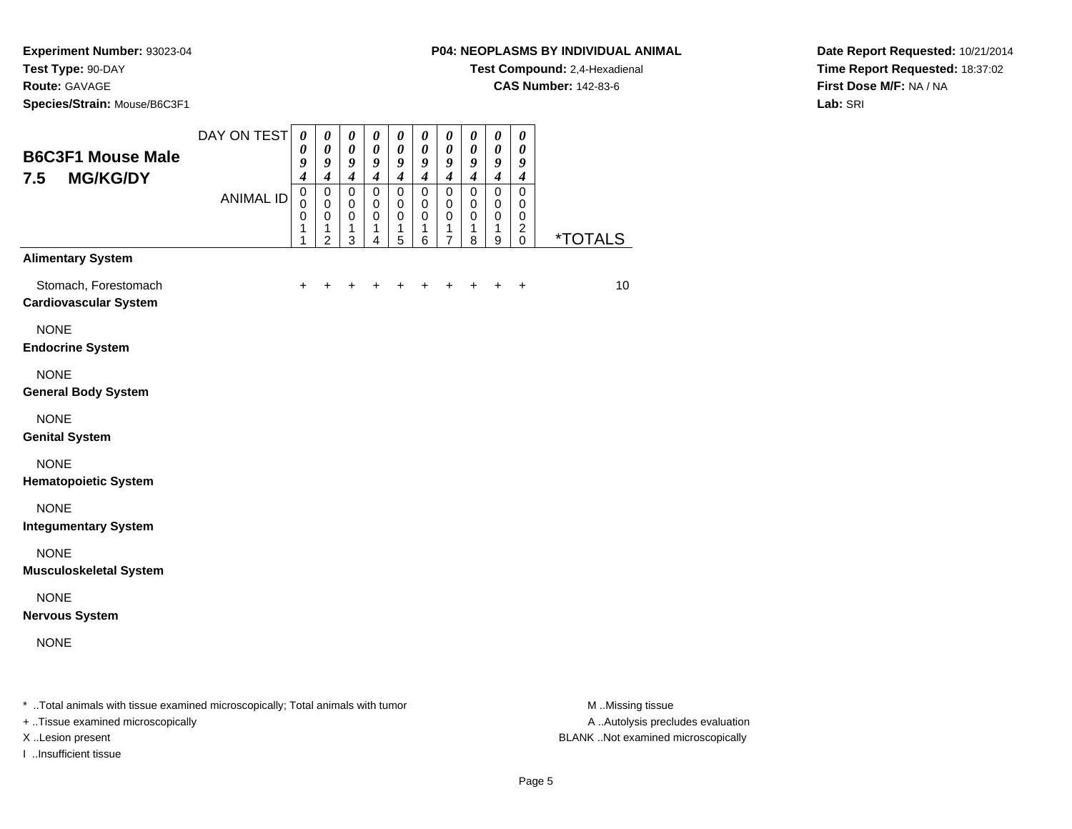**Experiment Number:** 93023-04
**Test Type:** 90-DAY
**Route:** GAVAGE
**Species/Strain:** Mouse/B6C3F1

**P04: NEOPLASMS BY INDIVIDUAL ANIMAL**
**Test Compound:** 2,4-Hexadienal
**CAS Number:** 142-83-6

**Date Report Requested:** 10/21/2014
**Time Report Requested:** 18:37:02
**First Dose M/F:** NA / NA
**Lab:** SRI

## B6C3F1 Mouse Male 7.5 MG/KG/DY

| DAY ON TEST | 0094 | 0094 | 0094 | 0094 | 0094 | 0094 | 0094 | 0094 | 0094 | 0094 | |
|---|---|---|---|---|---|---|---|---|---|---|---|
| **ANIMAL ID** | 00011 | 00012 | 00013 | 00014 | 00015 | 00016 | 00017 | 00018 | 00019 | 00020 | ***TOTALS** |
| **Alimentary System** | | | | | | | | | | | |
| Stomach, Forestomach | + | + | + | + | + | + | + | + | + | + | 10 |
| **Cardiovascular System** | | | | | | | | | | | |
| NONE | | | | | | | | | | | |
| **Endocrine System** | | | | | | | | | | | |
| NONE | | | | | | | | | | | |
| **General Body System** | | | | | | | | | | | |
| NONE | | | | | | | | | | | |
| **Genital System** | | | | | | | | | | | |
| NONE | | | | | | | | | | | |
| **Hematopoietic System** | | | | | | | | | | | |
| NONE | | | | | | | | | | | |
| **Integumentary System** | | | | | | | | | | | |
| NONE | | | | | | | | | | | |
| **Musculoskeletal System** | | | | | | | | | | | |
| NONE | | | | | | | | | | | |
| **Nervous System** | | | | | | | | | | | |
| NONE | | | | | | | | | | | |

* ..Total animals with tissue examined microscopically; Total animals with tumor
+ ..Tissue examined microscopically
X ..Lesion present
I ..Insufficient tissue

M ..Missing tissue
A ..Autolysis precludes evaluation
BLANK ..Not examined microscopically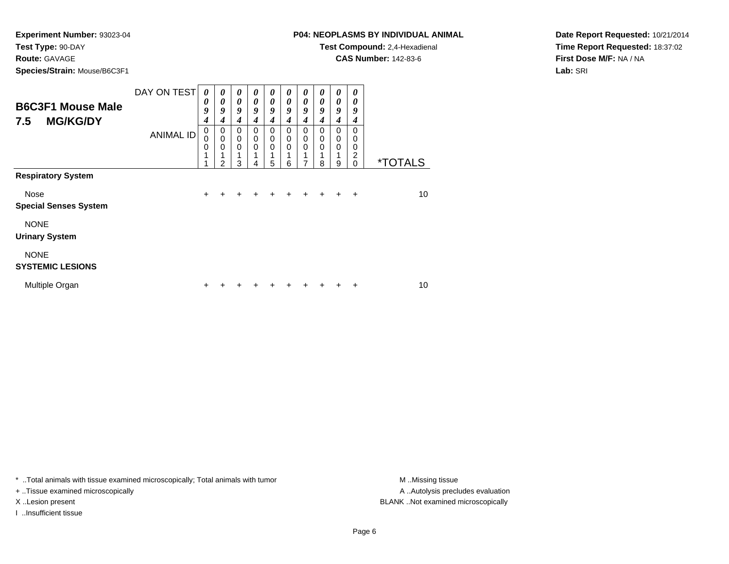**Experiment Number:** 93023-04
**Test Type:** 90-DAY
**Route:** GAVAGE
**Species/Strain:** Mouse/B6C3F1

**P04: NEOPLASMS BY INDIVIDUAL ANIMAL**
**Test Compound:** 2,4-Hexadienal
**CAS Number:** 142-83-6

**Date Report Requested:** 10/21/2014
**Time Report Requested:** 18:37:02
**First Dose M/F:** NA / NA
**Lab:** SRI

## B6C3F1 Mouse Male
## 7.5 MG/KG/DY

| DAY ON TEST | 0094 | 0094 | 0094 | 0094 | 0094 | 0094 | 0094 | 0094 | 0094 | 0094 | |
|---|---|---|---|---|---|---|---|---|---|---|---|
| ANIMAL ID | 00011 | 00012 | 00013 | 00014 | 00015 | 00016 | 00017 | 00018 | 00019 | 00020 | *TOTALS |
| **Respiratory System** | | | | | | | | | | | |
| Nose | + | + | + | + | + | + | + | + | + | + | 10 |
| **Special Senses System** | | | | | | | | | | | |
| NONE | | | | | | | | | | | |
| **Urinary System** | | | | | | | | | | | |
| NONE | | | | | | | | | | | |
| **SYSTEMIC LESIONS** | | | | | | | | | | | |
| Multiple Organ | + | + | + | + | + | + | + | + | + | + | 10 |

* ..Total animals with tissue examined microscopically; Total animals with tumor
+ ..Tissue examined microscopically
X ..Lesion present
I ..Insufficient tissue

M ..Missing tissue
A ..Autolysis precludes evaluation
BLANK ..Not examined microscopically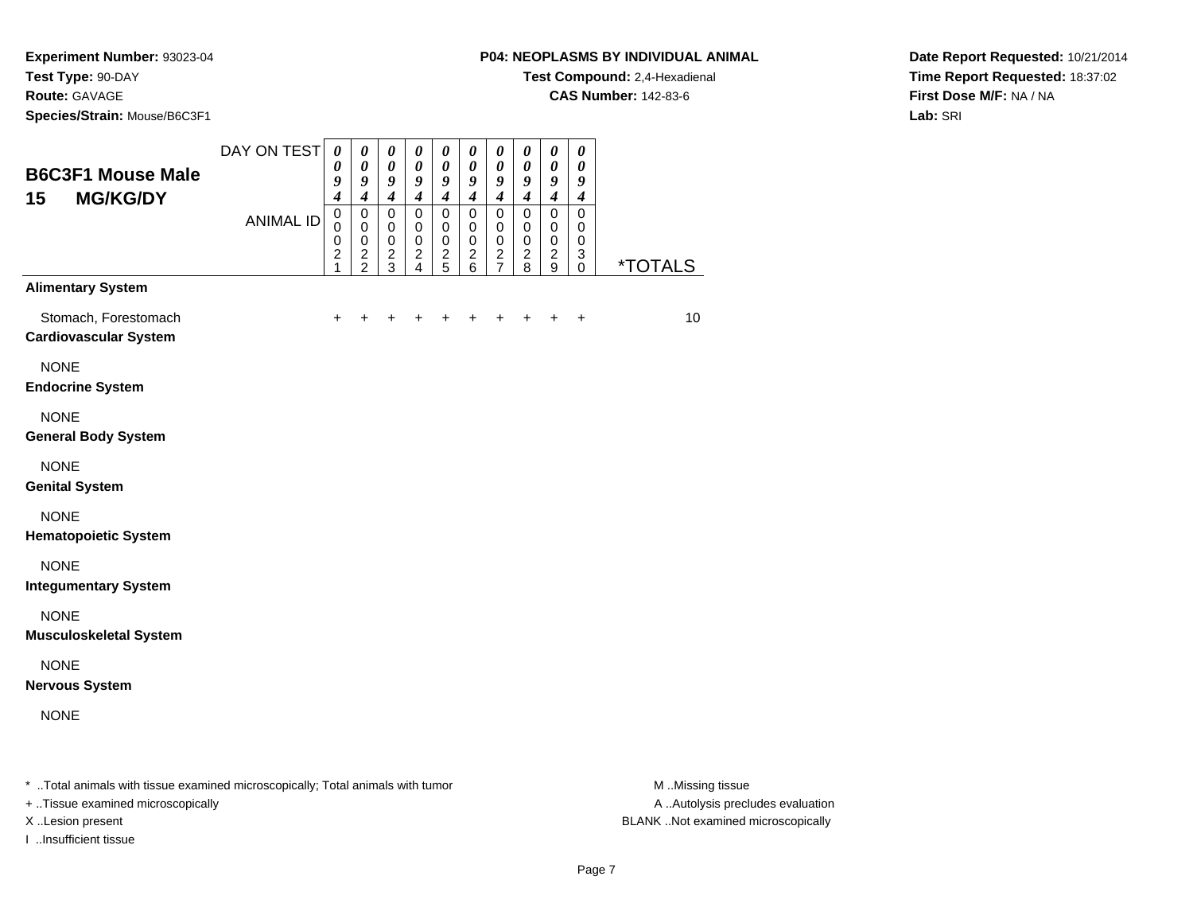**Experiment Number:** 93023-04
**Test Type:** 90-DAY
**Route:** GAVAGE
**Species/Strain:** Mouse/B6C3F1

**P04: NEOPLASMS BY INDIVIDUAL ANIMAL**
**Test Compound:** 2,4-Hexadienal
**CAS Number:** 142-83-6

**Date Report Requested:** 10/21/2014
**Time Report Requested:** 18:37:02
**First Dose M/F:** NA / NA
**Lab:** SRI

## B6C3F1 Mouse Male 15 MG/KG/DY

| DAY ON TEST | 0094 | 0094 | 0094 | 0094 | 0094 | 0094 | 0094 | 0094 | 0094 | 0094 | |
|---|---|---|---|---|---|---|---|---|---|---|---|
| **ANIMAL ID** | 00021 | 00022 | 00023 | 00024 | 00025 | 00026 | 00027 | 00028 | 00029 | 00030 | ***TOTALS** |
| **Alimentary System** | | | | | | | | | | | |
| Stomach, Forestomach | + | + | + | + | + | + | + | + | + | + | 10 |
| **Cardiovascular System** | | | | | | | | | | | |
| NONE | | | | | | | | | | | |
| **Endocrine System** | | | | | | | | | | | |
| NONE | | | | | | | | | | | |
| **General Body System** | | | | | | | | | | | |
| NONE | | | | | | | | | | | |
| **Genital System** | | | | | | | | | | | |
| NONE | | | | | | | | | | | |
| **Hematopoietic System** | | | | | | | | | | | |
| NONE | | | | | | | | | | | |
| **Integumentary System** | | | | | | | | | | | |
| NONE | | | | | | | | | | | |
| **Musculoskeletal System** | | | | | | | | | | | |
| NONE | | | | | | | | | | | |
| **Nervous System** | | | | | | | | | | | |
| NONE | | | | | | | | | | | |

* ..Total animals with tissue examined microscopically; Total animals with tumor
+ ..Tissue examined microscopically
X ..Lesion present
I ..Insufficient tissue

M ..Missing tissue
A ..Autolysis precludes evaluation
BLANK ..Not examined microscopically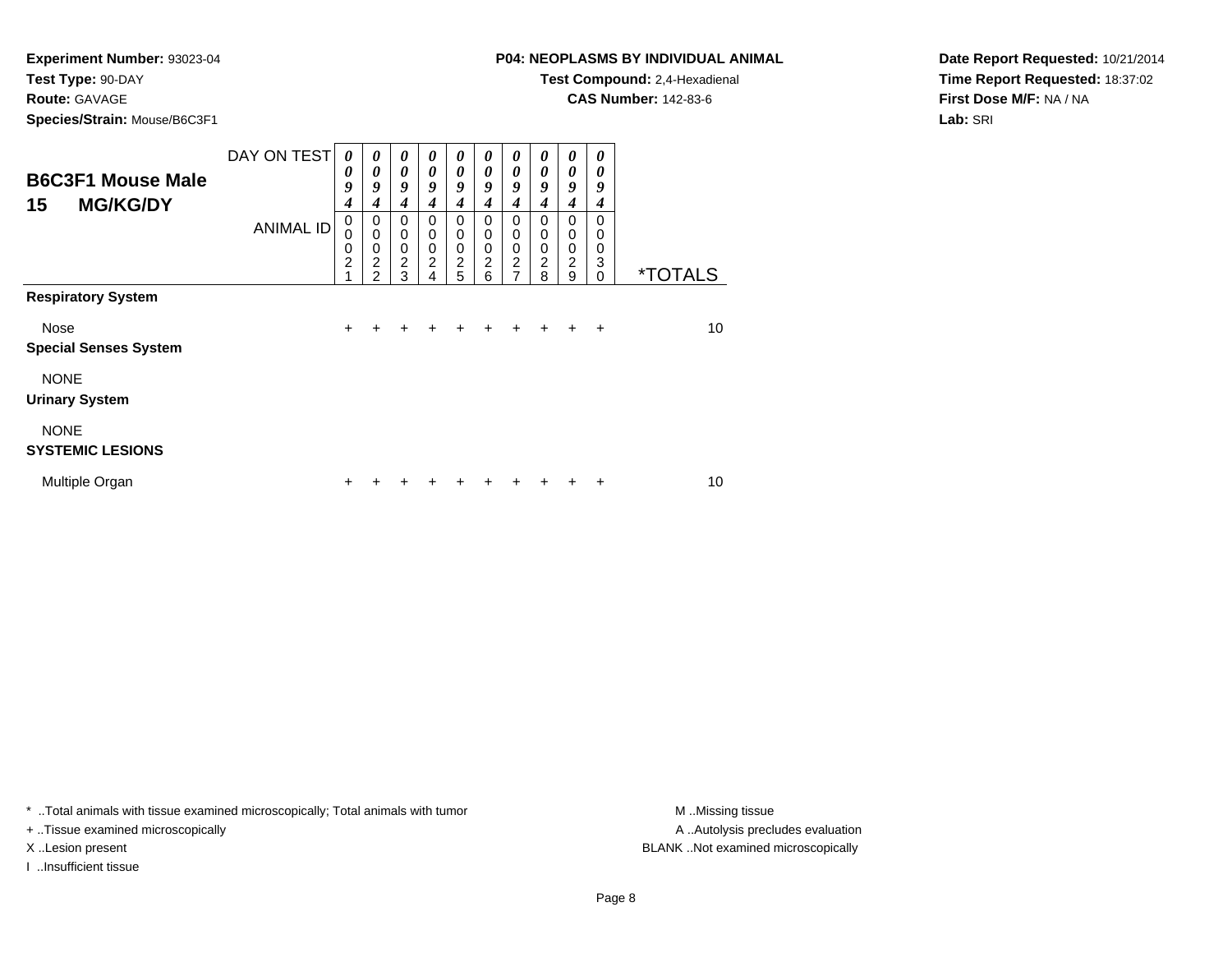**Experiment Number:** 93023-04
**Test Type:** 90-DAY
**Route:** GAVAGE
**Species/Strain:** Mouse/B6C3F1

**P04: NEOPLASMS BY INDIVIDUAL ANIMAL**
**Test Compound:** 2,4-Hexadienal
**CAS Number:** 142-83-6

**Date Report Requested:** 10/21/2014
**Time Report Requested:** 18:37:02
**First Dose M/F:** NA / NA
**Lab:** SRI

## B6C3F1 Mouse Male 15 MG/KG/DY

| DAY ON TEST | 0094 | 0094 | 0094 | 0094 | 0094 | 0094 | 0094 | 0094 | 0094 | 0094 | |
|---|---|---|---|---|---|---|---|---|---|---|---|
| ANIMAL ID | 00021 | 00022 | 00023 | 00024 | 00025 | 00026 | 00027 | 00028 | 00029 | 00030 | *TOTALS |
| **Respiratory System** | | | | | | | | | | | |
| Nose | + | + | + | + | + | + | + | + | + | + | 10 |
| **Special Senses System** | | | | | | | | | | | |
| NONE | | | | | | | | | | | |
| **Urinary System** | | | | | | | | | | | |
| NONE | | | | | | | | | | | |
| **SYSTEMIC LESIONS** | | | | | | | | | | | |
| Multiple Organ | + | + | + | + | + | + | + | + | + | + | 10 |

* ..Total animals with tissue examined microscopically; Total animals with tumor
+ ..Tissue examined microscopically
X ..Lesion present
I ..Insufficient tissue

M ..Missing tissue
A ..Autolysis precludes evaluation
BLANK ..Not examined microscopically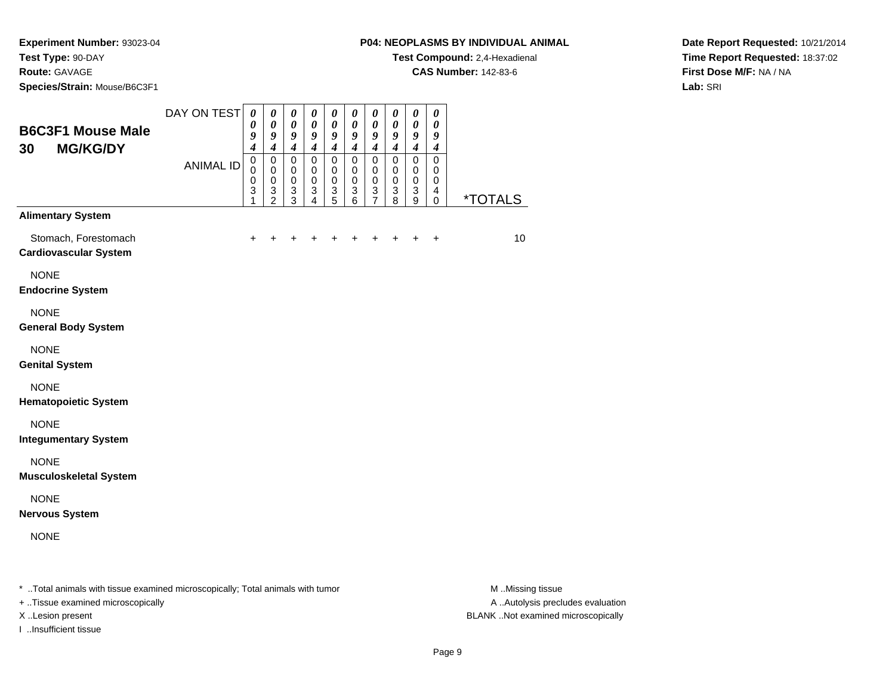**Experiment Number:** 93023-04
**Test Type:** 90-DAY
**Route:** GAVAGE
**Species/Strain:** Mouse/B6C3F1

**P04: NEOPLASMS BY INDIVIDUAL ANIMAL**
**Test Compound:** 2,4-Hexadienal
**CAS Number:** 142-83-6

**Date Report Requested:** 10/21/2014
**Time Report Requested:** 18:37:02
**First Dose M/F:** NA / NA
**Lab:** SRI

## B6C3F1 Mouse Male 30 MG/KG/DY

| | | | | | | | | | | | |
|---|---|---|---|---|---|---|---|---|---|---|---|
| DAY ON TEST | 0094 | 0094 | 0094 | 0094 | 0094 | 0094 | 0094 | 0094 | 0094 | 0094 | |
| ANIMAL ID | 00031 | 00032 | 00033 | 00034 | 00035 | 00036 | 00037 | 00038 | 00039 | 00040 | *TOTALS |
| **Alimentary System** | | | | | | | | | | | |
| Stomach, Forestomach | + | + | + | + | + | + | + | + | + | + | 10 |
| **Cardiovascular System** | | | | | | | | | | | |
| NONE | | | | | | | | | | | |
| **Endocrine System** | | | | | | | | | | | |
| NONE | | | | | | | | | | | |
| **General Body System** | | | | | | | | | | | |
| NONE | | | | | | | | | | | |
| **Genital System** | | | | | | | | | | | |
| NONE | | | | | | | | | | | |
| **Hematopoietic System** | | | | | | | | | | | |
| NONE | | | | | | | | | | | |
| **Integumentary System** | | | | | | | | | | | |
| NONE | | | | | | | | | | | |
| **Musculoskeletal System** | | | | | | | | | | | |
| NONE | | | | | | | | | | | |
| **Nervous System** | | | | | | | | | | | |
| NONE | | | | | | | | | | | |

* ..Total animals with tissue examined microscopically; Total animals with tumor
+ ..Tissue examined microscopically
X ..Lesion present
I ..Insufficient tissue

M ..Missing tissue
A ..Autolysis precludes evaluation
BLANK ..Not examined microscopically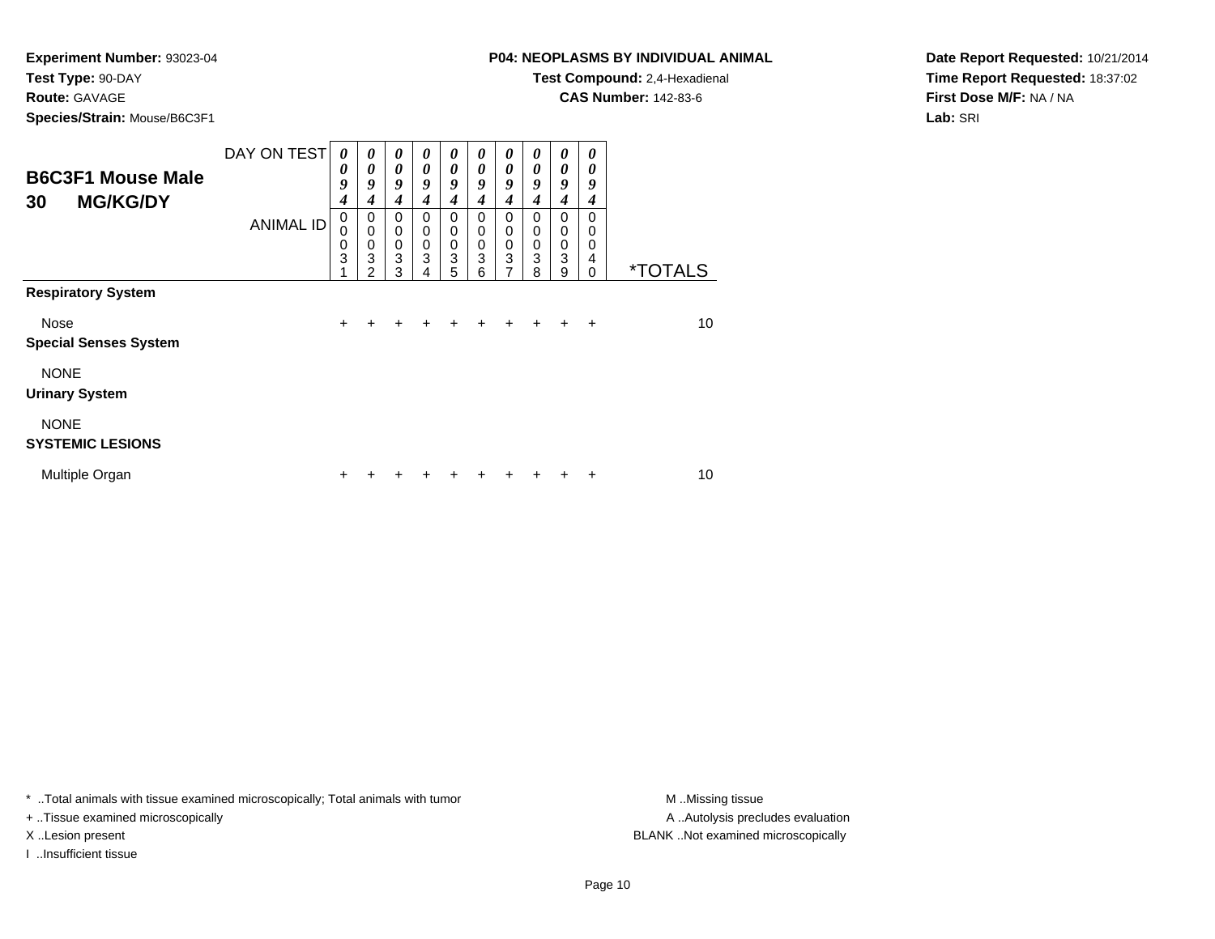**Experiment Number:** 93023-04
**Test Type:** 90-DAY
**Route:** GAVAGE
**Species/Strain:** Mouse/B6C3F1

**P04: NEOPLASMS BY INDIVIDUAL ANIMAL**
**Test Compound:** 2,4-Hexadienal
**CAS Number:** 142-83-6

**Date Report Requested:** 10/21/2014
**Time Report Requested:** 18:37:02
**First Dose M/F:** NA / NA
**Lab:** SRI

## B6C3F1 Mouse Male 30 MG/KG/DY

| DAY ON TEST | 0094 | 0094 | 0094 | 0094 | 0094 | 0094 | 0094 | 0094 | 0094 | 0094 | |
|---|---|---|---|---|---|---|---|---|---|---|---|
| **ANIMAL ID** | 00031 | 00032 | 00033 | 00034 | 00035 | 00036 | 00037 | 00038 | 00039 | 00040 | ***TOTALS** |
| **Respiratory System** | | | | | | | | | | | |
| Nose | + | + | + | + | + | + | + | + | + | + | 10 |
| **Special Senses System** | | | | | | | | | | | |
| NONE | | | | | | | | | | | |
| **Urinary System** | | | | | | | | | | | |
| NONE | | | | | | | | | | | |
| **SYSTEMIC LESIONS** | | | | | | | | | | | |
| Multiple Organ | + | + | + | + | + | + | + | + | + | + | 10 |

* ..Total animals with tissue examined microscopically; Total animals with tumor
+ ..Tissue examined microscopically
X ..Lesion present
I ..Insufficient tissue

M ..Missing tissue
A ..Autolysis precludes evaluation
BLANK ..Not examined microscopically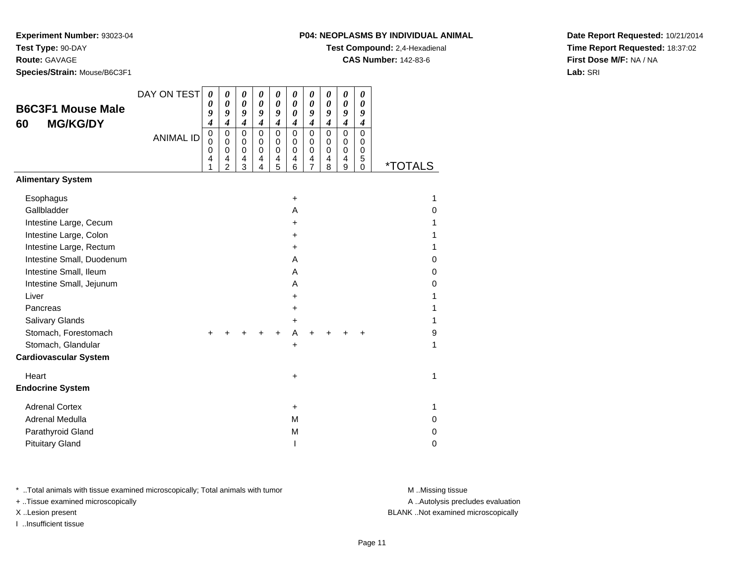**Experiment Number:** 93023-04
**Test Type:** 90-DAY
**Route:** GAVAGE
**Species/Strain:** Mouse/B6C3F1

**P04: NEOPLASMS BY INDIVIDUAL ANIMAL**
**Test Compound:** 2,4-Hexadienal
**CAS Number:** 142-83-6

**Date Report Requested:** 10/21/2014
**Time Report Requested:** 18:37:02
**First Dose M/F:** NA / NA
**Lab:** SRI

## B6C3F1 Mouse Male 60 MG/KG/DY

| DAY ON TEST | 0094 | 0094 | 0094 | 0094 | 0094 | 0004 | 0094 | 0094 | 0094 | 0094 | |
|---|---|---|---|---|---|---|---|---|---|---|---|
| ANIMAL ID | 00041 | 00042 | 00043 | 00044 | 00045 | 00046 | 00047 | 00048 | 00049 | 00050 | *TOTALS |
| **Alimentary System** | | | | | | | | | | | |
| Esophagus | | | | | | + | | | | | 1 |
| Gallbladder | | | | | | A | | | | | 0 |
| Intestine Large, Cecum | | | | | | + | | | | | 1 |
| Intestine Large, Colon | | | | | | + | | | | | 1 |
| Intestine Large, Rectum | | | | | | + | | | | | 1 |
| Intestine Small, Duodenum | | | | | | A | | | | | 0 |
| Intestine Small, Ileum | | | | | | A | | | | | 0 |
| Intestine Small, Jejunum | | | | | | A | | | | | 0 |
| Liver | | | | | | + | | | | | 1 |
| Pancreas | | | | | | + | | | | | 1 |
| Salivary Glands | | | | | | + | | | | | 1 |
| Stomach, Forestomach | + | + | + | + | + | A | + | + | + | + | 9 |
| Stomach, Glandular | | | | | | + | | | | | 1 |
| **Cardiovascular System** | | | | | | | | | | | |
| Heart | | | | | | + | | | | | 1 |
| **Endocrine System** | | | | | | | | | | | |
| Adrenal Cortex | | | | | | + | | | | | 1 |
| Adrenal Medulla | | | | | | M | | | | | 0 |
| Parathyroid Gland | | | | | | M | | | | | 0 |
| Pituitary Gland | | | | | | I | | | | | 0 |

* ..Total animals with tissue examined microscopically; Total animals with tumor
+ ..Tissue examined microscopically
X ..Lesion present
I ..Insufficient tissue

M ..Missing tissue
A ..Autolysis precludes evaluation
BLANK ..Not examined microscopically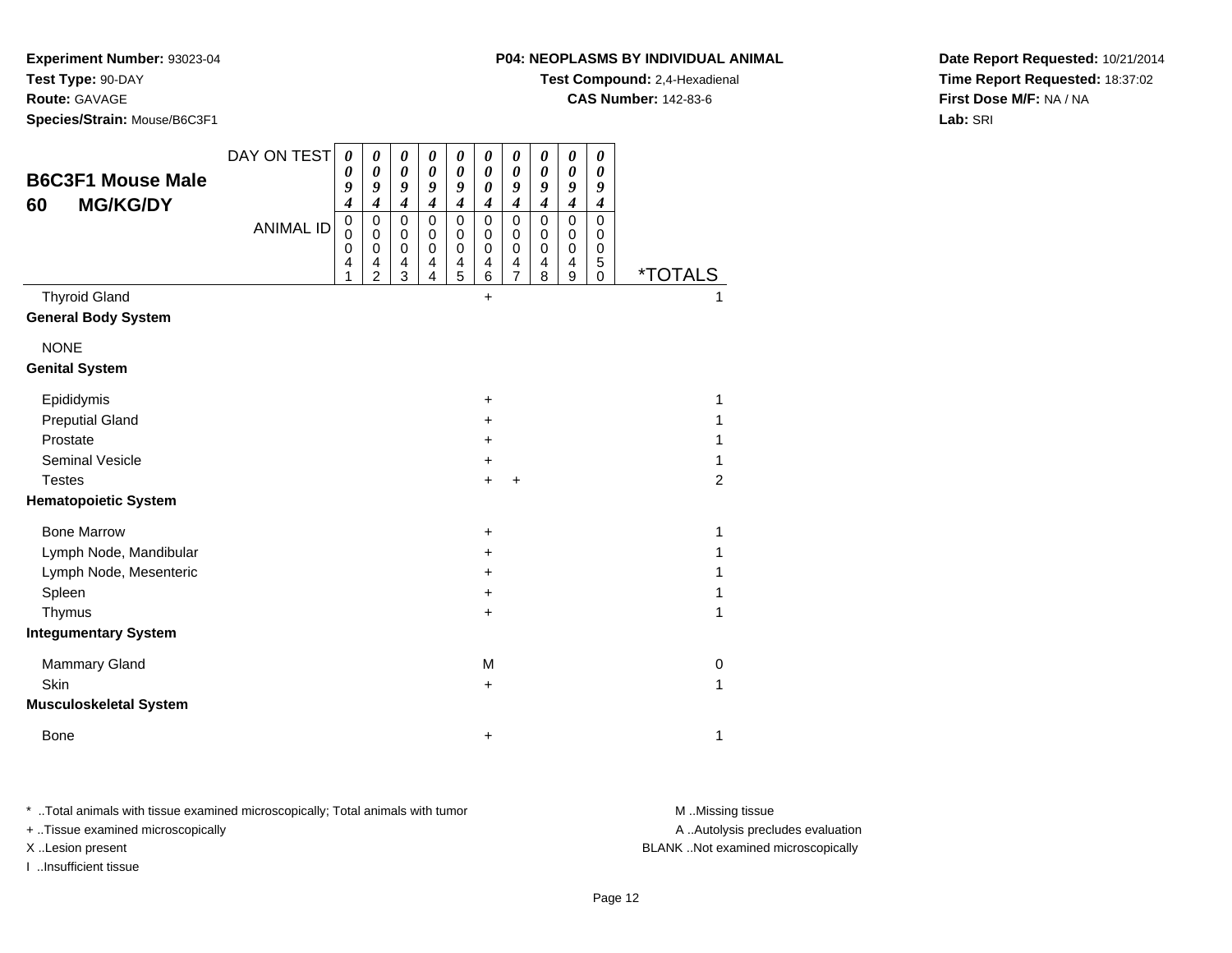**Experiment Number:** 93023-04
**Test Type:** 90-DAY
**Route:** GAVAGE
**Species/Strain:** Mouse/B6C3F1

**P04: NEOPLASMS BY INDIVIDUAL ANIMAL**
**Test Compound:** 2,4-Hexadienal
**CAS Number:** 142-83-6

**Date Report Requested:** 10/21/2014
**Time Report Requested:** 18:37:02
**First Dose M/F:** NA / NA
**Lab:** SRI

## B6C3F1 Mouse Male 60 MG/KG/DY

| DAY ON TEST | 0094 | 0094 | 0094 | 0094 | 0094 | 0004 | 0094 | 0094 | 0094 | 0094 | |
|---|---|---|---|---|---|---|---|---|---|---|---|
| ANIMAL ID | 00041 | 00042 | 00043 | 00044 | 00045 | 00046 | 00047 | 00048 | 00049 | 00050 | *TOTALS |
| Thyroid Gland | | | | | | + | | | | | 1 |
| **General Body System** | | | | | | | | | | | |
| NONE | | | | | | | | | | | |
| **Genital System** | | | | | | | | | | | |
| Epididymis | | | | | | + | | | | | 1 |
| Preputial Gland | | | | | | + | | | | | 1 |
| Prostate | | | | | | + | | | | | 1 |
| Seminal Vesicle | | | | | | + | | | | | 1 |
| Testes | | | | | | + | + | | | | 2 |
| **Hematopoietic System** | | | | | | | | | | | |
| Bone Marrow | | | | | | + | | | | | 1 |
| Lymph Node, Mandibular | | | | | | + | | | | | 1 |
| Lymph Node, Mesenteric | | | | | | + | | | | | 1 |
| Spleen | | | | | | + | | | | | 1 |
| Thymus | | | | | | + | | | | | 1 |
| **Integumentary System** | | | | | | | | | | | |
| Mammary Gland | | | | | | M | | | | | 0 |
| Skin | | | | | | + | | | | | 1 |
| **Musculoskeletal System** | | | | | | | | | | | |
| Bone | | | | | | + | | | | | 1 |

\* ..Total animals with tissue examined microscopically; Total animals with tumor
+ ..Tissue examined microscopically
X ..Lesion present
I ..Insufficient tissue

M ..Missing tissue
A ..Autolysis precludes evaluation
BLANK ..Not examined microscopically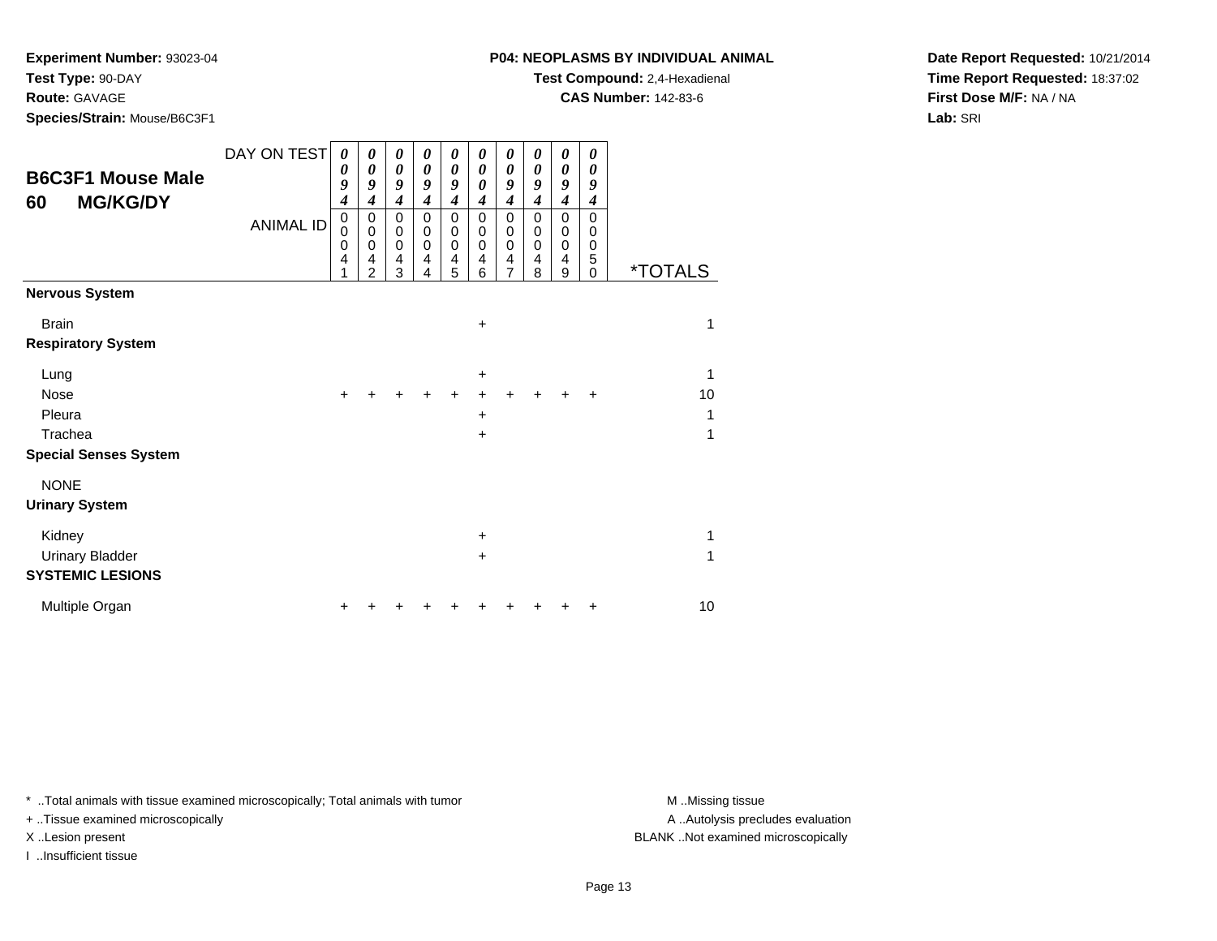**Experiment Number:** 93023-04
**Test Type:** 90-DAY
**Route:** GAVAGE
**Species/Strain:** Mouse/B6C3F1

**P04: NEOPLASMS BY INDIVIDUAL ANIMAL**
**Test Compound:** 2,4-Hexadienal
**CAS Number:** 142-83-6

**Date Report Requested:** 10/21/2014
**Time Report Requested:** 18:37:02
**First Dose M/F:** NA / NA
**Lab:** SRI

## B6C3F1 Mouse Male 60 MG/KG/DY

| DAY ON TEST | 0094 | 0094 | 0094 | 0094 | 0094 | 0004 | 0094 | 0094 | 0094 | 0094 | |
|---|---|---|---|---|---|---|---|---|---|---|---|
| **ANIMAL ID** | 00041 | 00042 | 00043 | 00044 | 00045 | 00046 | 00047 | 00048 | 00049 | 00050 | ***TOTALS** |
| **Nervous System** | | | | | | | | | | | |
| Brain | | | | | | + | | | | | 1 |
| **Respiratory System** | | | | | | | | | | | |
| Lung | | | | | | + | | | | | 1 |
| Nose | + | + | + | + | + | + | + | + | + | + | 10 |
| Pleura | | | | | | + | | | | | 1 |
| Trachea | | | | | | + | | | | | 1 |
| **Special Senses System** | | | | | | | | | | | |
| NONE | | | | | | | | | | | |
| **Urinary System** | | | | | | | | | | | |
| Kidney | | | | | | + | | | | | 1 |
| Urinary Bladder | | | | | | + | | | | | 1 |
| **SYSTEMIC LESIONS** | | | | | | | | | | | |
| Multiple Organ | + | + | + | + | + | + | + | + | + | + | 10 |

* ..Total animals with tissue examined microscopically; Total animals with tumor
+ ..Tissue examined microscopically
X ..Lesion present
I ..Insufficient tissue

M ..Missing tissue
A ..Autolysis precludes evaluation
BLANK ..Not examined microscopically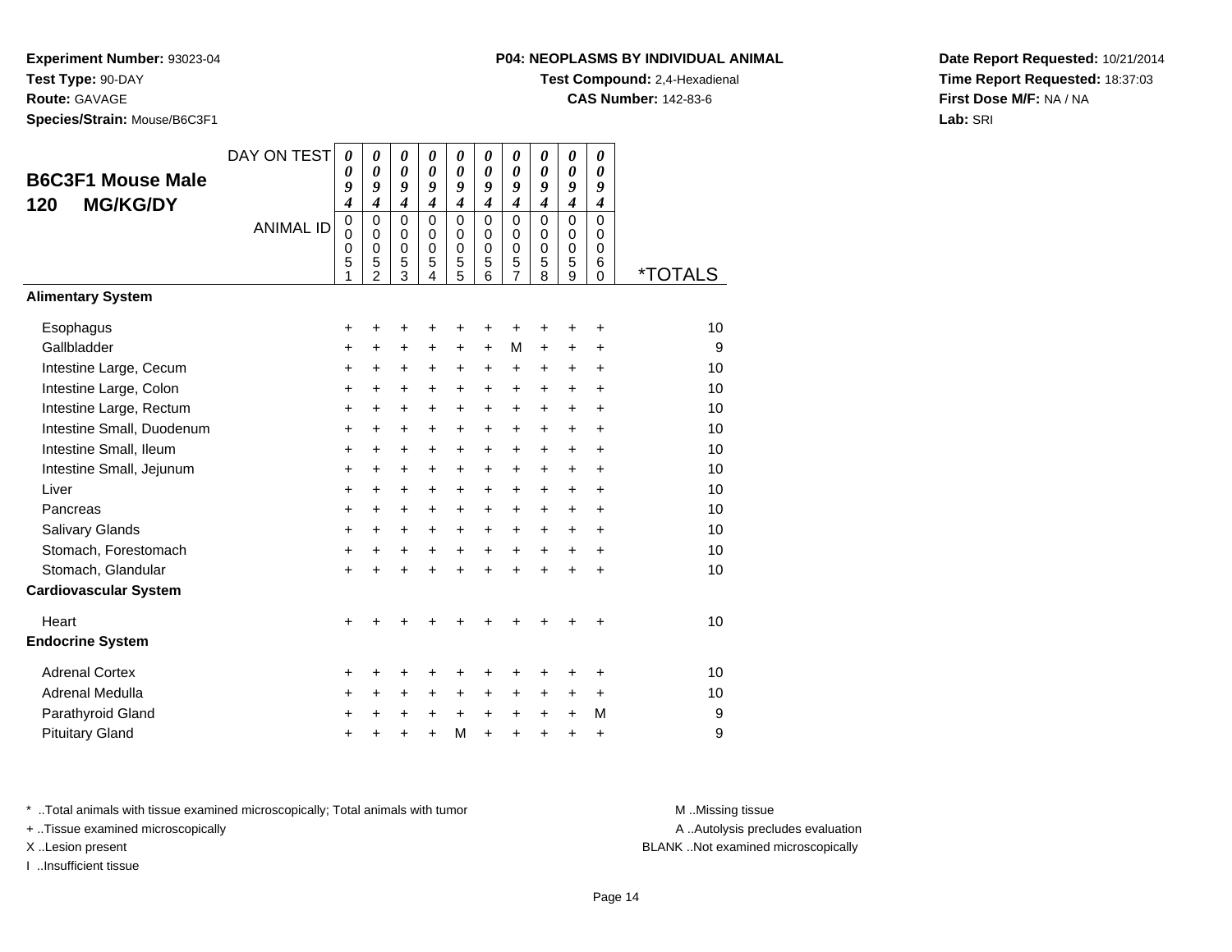**Experiment Number:** 93023-04
**Test Type:** 90-DAY
**Route:** GAVAGE
**Species/Strain:** Mouse/B6C3F1

**P04: NEOPLASMS BY INDIVIDUAL ANIMAL**
**Test Compound:** 2,4-Hexadienal
**CAS Number:** 142-83-6

**Date Report Requested:** 10/21/2014
**Time Report Requested:** 18:37:03
**First Dose M/F:** NA / NA
**Lab:** SRI

## B6C3F1 Mouse Male 120 MG/KG/DY

| DAY ON TEST | 0094 | 0094 | 0094 | 0094 | 0094 | 0094 | 0094 | 0094 | 0094 | 0094 | |
|---|---|---|---|---|---|---|---|---|---|---|---|
| **ANIMAL ID** | 00051 | 00052 | 00053 | 00054 | 00055 | 00056 | 00057 | 00058 | 00059 | 00060 | ***TOTALS** |
| **Alimentary System** | | | | | | | | | | | |
| Esophagus | + | + | + | + | + | + | + | + | + | + | 10 |
| Gallbladder | + | + | + | + | + | + | M | + | + | + | 9 |
| Intestine Large, Cecum | + | + | + | + | + | + | + | + | + | + | 10 |
| Intestine Large, Colon | + | + | + | + | + | + | + | + | + | + | 10 |
| Intestine Large, Rectum | + | + | + | + | + | + | + | + | + | + | 10 |
| Intestine Small, Duodenum | + | + | + | + | + | + | + | + | + | + | 10 |
| Intestine Small, Ileum | + | + | + | + | + | + | + | + | + | + | 10 |
| Intestine Small, Jejunum | + | + | + | + | + | + | + | + | + | + | 10 |
| Liver | + | + | + | + | + | + | + | + | + | + | 10 |
| Pancreas | + | + | + | + | + | + | + | + | + | + | 10 |
| Salivary Glands | + | + | + | + | + | + | + | + | + | + | 10 |
| Stomach, Forestomach | + | + | + | + | + | + | + | + | + | + | 10 |
| Stomach, Glandular | + | + | + | + | + | + | + | + | + | + | 10 |
| **Cardiovascular System** | | | | | | | | | | | |
| Heart | + | + | + | + | + | + | + | + | + | + | 10 |
| **Endocrine System** | | | | | | | | | | | |
| Adrenal Cortex | + | + | + | + | + | + | + | + | + | + | 10 |
| Adrenal Medulla | + | + | + | + | + | + | + | + | + | + | 10 |
| Parathyroid Gland | + | + | + | + | + | + | + | + | + | M | 9 |
| Pituitary Gland | + | + | + | + | M | + | + | + | + | + | 9 |

\* ..Total animals with tissue examined microscopically; Total animals with tumor
+ ..Tissue examined microscopically
X ..Lesion present
I ..Insufficient tissue

M ..Missing tissue
A ..Autolysis precludes evaluation
BLANK ..Not examined microscopically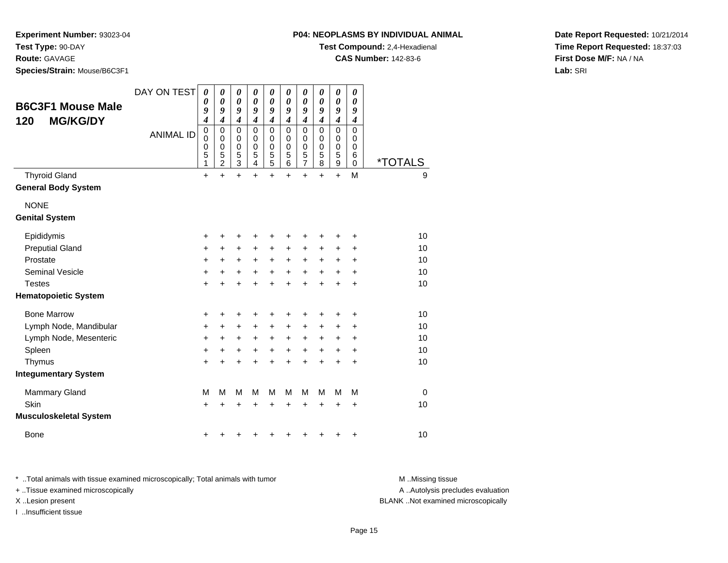**Experiment Number:** 93023-04
**Test Type:** 90-DAY
**Route:** GAVAGE
**Species/Strain:** Mouse/B6C3F1

**P04: NEOPLASMS BY INDIVIDUAL ANIMAL**
**Test Compound:** 2,4-Hexadienal
**CAS Number:** 142-83-6

**Date Report Requested:** 10/21/2014
**Time Report Requested:** 18:37:03
**First Dose M/F:** NA / NA
**Lab:** SRI

## B6C3F1 Mouse Male 120 MG/KG/DY

| DAY ON TEST | 0094 | 0094 | 0094 | 0094 | 0094 | 0094 | 0094 | 0094 | 0094 | 0094 | |
|---|---|---|---|---|---|---|---|---|---|---|---|
| ANIMAL ID | 00051 | 00052 | 00053 | 00054 | 00055 | 00056 | 00057 | 00058 | 00059 | 00060 | *TOTALS |
| Thyroid Gland | + | + | + | + | + | + | + | + | + | M | 9 |
| **General Body System** | | | | | | | | | | | |
| NONE | | | | | | | | | | | |
| **Genital System** | | | | | | | | | | | |
| Epididymis | + | + | + | + | + | + | + | + | + | + | 10 |
| Preputial Gland | + | + | + | + | + | + | + | + | + | + | 10 |
| Prostate | + | + | + | + | + | + | + | + | + | + | 10 |
| Seminal Vesicle | + | + | + | + | + | + | + | + | + | + | 10 |
| Testes | + | + | + | + | + | + | + | + | + | + | 10 |
| **Hematopoietic System** | | | | | | | | | | | |
| Bone Marrow | + | + | + | + | + | + | + | + | + | + | 10 |
| Lymph Node, Mandibular | + | + | + | + | + | + | + | + | + | + | 10 |
| Lymph Node, Mesenteric | + | + | + | + | + | + | + | + | + | + | 10 |
| Spleen | + | + | + | + | + | + | + | + | + | + | 10 |
| Thymus | + | + | + | + | + | + | + | + | + | + | 10 |
| **Integumentary System** | | | | | | | | | | | |
| Mammary Gland | M | M | M | M | M | M | M | M | M | M | 0 |
| Skin | + | + | + | + | + | + | + | + | + | + | 10 |
| **Musculoskeletal System** | | | | | | | | | | | |
| Bone | + | + | + | + | + | + | + | + | + | + | 10 |

* ..Total animals with tissue examined microscopically; Total animals with tumor
+ ..Tissue examined microscopically
X ..Lesion present
I ..Insufficient tissue

M ..Missing tissue
A ..Autolysis precludes evaluation
BLANK ..Not examined microscopically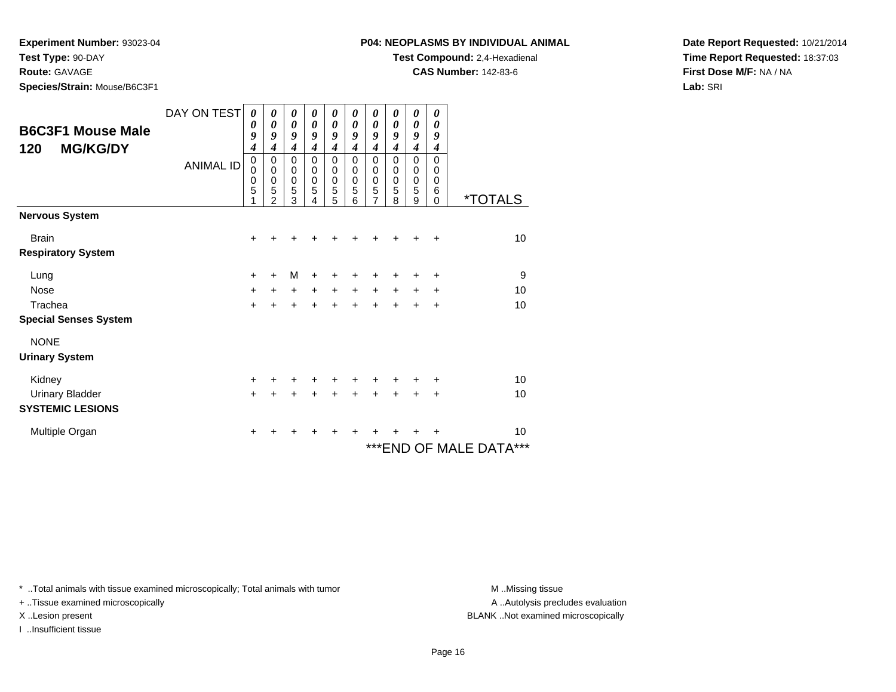**Experiment Number:** 93023-04
**Test Type:** 90-DAY
**Route:** GAVAGE
**Species/Strain:** Mouse/B6C3F1

**P04: NEOPLASMS BY INDIVIDUAL ANIMAL**
**Test Compound:** 2,4-Hexadienal
**CAS Number:** 142-83-6

**Date Report Requested:** 10/21/2014
**Time Report Requested:** 18:37:03
**First Dose M/F:** NA / NA
**Lab:** SRI

## B6C3F1 Mouse Male 120 MG/KG/DY

| DAY ON TEST | 0094 | 0094 | 0094 | 0094 | 0094 | 0094 | 0094 | 0094 | 0094 | 0094 | |
|---|---|---|---|---|---|---|---|---|---|---|---|
| **ANIMAL ID** | 00051 | 00052 | 00053 | 00054 | 00055 | 00056 | 00057 | 00058 | 00059 | 00060 | ***TOTALS** |
| **Nervous System** | | | | | | | | | | | |
| Brain | + | + | + | + | + | + | + | + | + | + | 10 |
| **Respiratory System** | | | | | | | | | | | |
| Lung | + | + | M | + | + | + | + | + | + | + | 9 |
| Nose | + | + | + | + | + | + | + | + | + | + | 10 |
| Trachea | + | + | + | + | + | + | + | + | + | + | 10 |
| **Special Senses System** | | | | | | | | | | | |
| NONE | | | | | | | | | | | |
| **Urinary System** | | | | | | | | | | | |
| Kidney | + | + | + | + | + | + | + | + | + | + | 10 |
| Urinary Bladder | + | + | + | + | + | + | + | + | + | + | 10 |
| **SYSTEMIC LESIONS** | | | | | | | | | | | |
| Multiple Organ | + | + | + | + | + | + | + | + | + | + | 10 |

***END OF MALE DATA***

* ..Total animals with tissue examined microscopically; Total animals with tumor
+ ..Tissue examined microscopically
X ..Lesion present
I ..Insufficient tissue

M ..Missing tissue
A ..Autolysis precludes evaluation
BLANK ..Not examined microscopically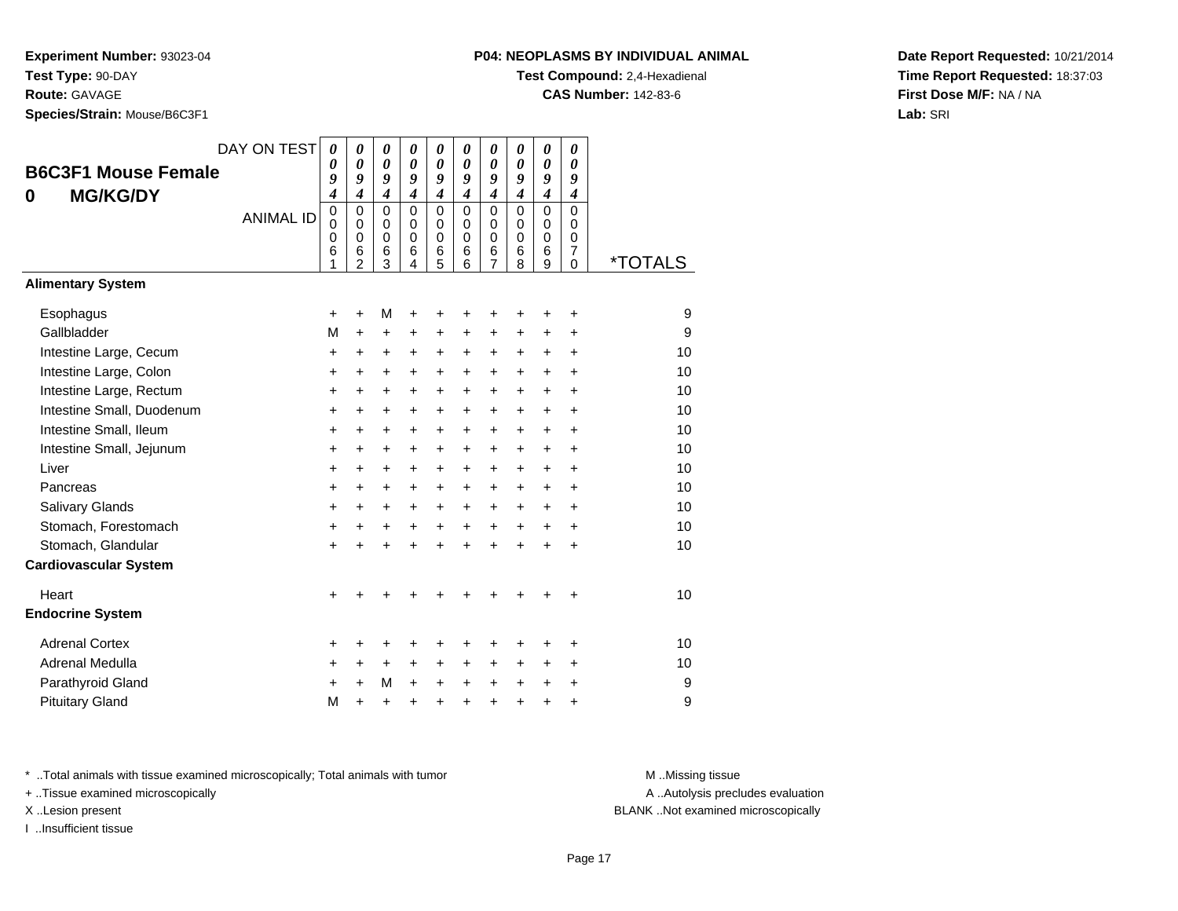**Experiment Number:** 93023-04
**Test Type:** 90-DAY
**Route:** GAVAGE
**Species/Strain:** Mouse/B6C3F1

**P04: NEOPLASMS BY INDIVIDUAL ANIMAL**
**Test Compound:** 2,4-Hexadienal
**CAS Number:** 142-83-6

**Date Report Requested:** 10/21/2014
**Time Report Requested:** 18:37:03
**First Dose M/F:** NA / NA
**Lab:** SRI

## B6C3F1 Mouse Female
## 0 MG/KG/DY

| DAY ON TEST | 0094 | 0094 | 0094 | 0094 | 0094 | 0094 | 0094 | 0094 | 0094 | 0094 | |
|---|---|---|---|---|---|---|---|---|---|---|---|
| ANIMAL ID | 00061 | 00062 | 00063 | 00064 | 00065 | 00066 | 00067 | 00068 | 00069 | 00070 | *TOTALS |
| **Alimentary System** | | | | | | | | | | | |
| Esophagus | + | + | M | + | + | + | + | + | + | + | 9 |
| Gallbladder | M | + | + | + | + | + | + | + | + | + | 9 |
| Intestine Large, Cecum | + | + | + | + | + | + | + | + | + | + | 10 |
| Intestine Large, Colon | + | + | + | + | + | + | + | + | + | + | 10 |
| Intestine Large, Rectum | + | + | + | + | + | + | + | + | + | + | 10 |
| Intestine Small, Duodenum | + | + | + | + | + | + | + | + | + | + | 10 |
| Intestine Small, Ileum | + | + | + | + | + | + | + | + | + | + | 10 |
| Intestine Small, Jejunum | + | + | + | + | + | + | + | + | + | + | 10 |
| Liver | + | + | + | + | + | + | + | + | + | + | 10 |
| Pancreas | + | + | + | + | + | + | + | + | + | + | 10 |
| Salivary Glands | + | + | + | + | + | + | + | + | + | + | 10 |
| Stomach, Forestomach | + | + | + | + | + | + | + | + | + | + | 10 |
| Stomach, Glandular | + | + | + | + | + | + | + | + | + | + | 10 |
| **Cardiovascular System** | | | | | | | | | | | |
| Heart | + | + | + | + | + | + | + | + | + | + | 10 |
| **Endocrine System** | | | | | | | | | | | |
| Adrenal Cortex | + | + | + | + | + | + | + | + | + | + | 10 |
| Adrenal Medulla | + | + | + | + | + | + | + | + | + | + | 10 |
| Parathyroid Gland | + | + | M | + | + | + | + | + | + | + | 9 |
| Pituitary Gland | M | + | + | + | + | + | + | + | + | + | 9 |

\* ..Total animals with tissue examined microscopically; Total animals with tumor
\+ ..Tissue examined microscopically
X ..Lesion present
I ..Insufficient tissue

M ..Missing tissue
A ..Autolysis precludes evaluation
BLANK ..Not examined microscopically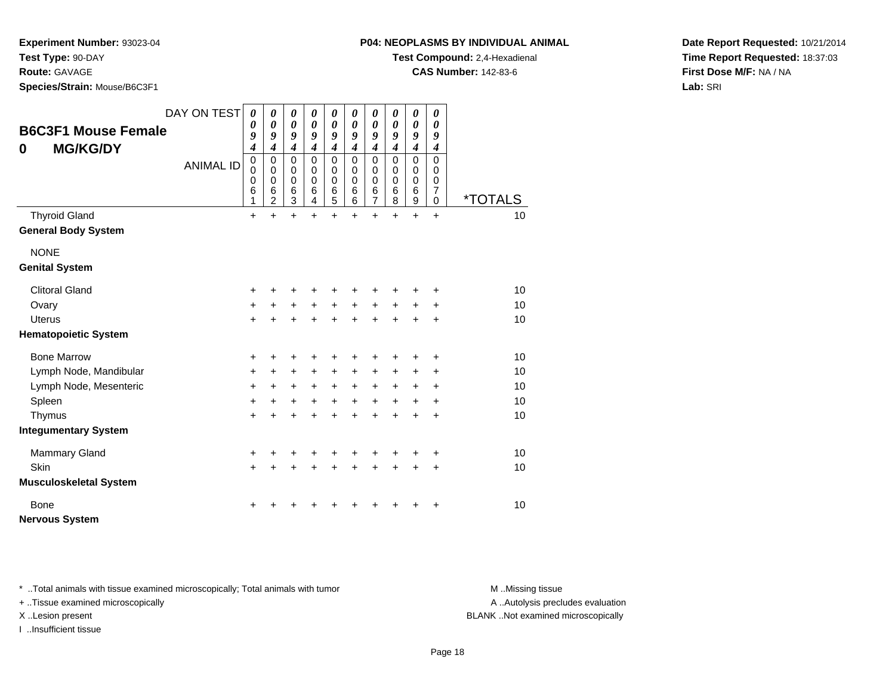**Experiment Number:** 93023-04
**Test Type:** 90-DAY
**Route:** GAVAGE
**Species/Strain:** Mouse/B6C3F1

**P04: NEOPLASMS BY INDIVIDUAL ANIMAL**
**Test Compound:** 2,4-Hexadienal
**CAS Number:** 142-83-6

**Date Report Requested:** 10/21/2014
**Time Report Requested:** 18:37:03
**First Dose M/F:** NA / NA
**Lab:** SRI

## B6C3F1 Mouse Female
## 0 MG/KG/DY

| DAY ON TEST | 0094 | 0094 | 0094 | 0094 | 0094 | 0094 | 0094 | 0094 | 0094 | 0094 | |
|---|---|---|---|---|---|---|---|---|---|---|---|
| **ANIMAL ID** | 00061 | 00062 | 00063 | 00064 | 00065 | 00066 | 00067 | 00068 | 00069 | 00070 | ***TOTALS** |
| Thyroid Gland | + | + | + | + | + | + | + | + | + | + | 10 |
| **General Body System** | | | | | | | | | | | |
| NONE | | | | | | | | | | | |
| **Genital System** | | | | | | | | | | | |
| Clitoral Gland | + | + | + | + | + | + | + | + | + | + | 10 |
| Ovary | + | + | + | + | + | + | + | + | + | + | 10 |
| Uterus | + | + | + | + | + | + | + | + | + | + | 10 |
| **Hematopoietic System** | | | | | | | | | | | |
| Bone Marrow | + | + | + | + | + | + | + | + | + | + | 10 |
| Lymph Node, Mandibular | + | + | + | + | + | + | + | + | + | + | 10 |
| Lymph Node, Mesenteric | + | + | + | + | + | + | + | + | + | + | 10 |
| Spleen | + | + | + | + | + | + | + | + | + | + | 10 |
| Thymus | + | + | + | + | + | + | + | + | + | + | 10 |
| **Integumentary System** | | | | | | | | | | | |
| Mammary Gland | + | + | + | + | + | + | + | + | + | + | 10 |
| Skin | + | + | + | + | + | + | + | + | + | + | 10 |
| **Musculoskeletal System** | | | | | | | | | | | |
| Bone | + | + | + | + | + | + | + | + | + | + | 10 |
| **Nervous System** | | | | | | | | | | | |

* ..Total animals with tissue examined microscopically; Total animals with tumor
+ ..Tissue examined microscopically
X ..Lesion present
I ..Insufficient tissue

M ..Missing tissue
A ..Autolysis precludes evaluation
BLANK ..Not examined microscopically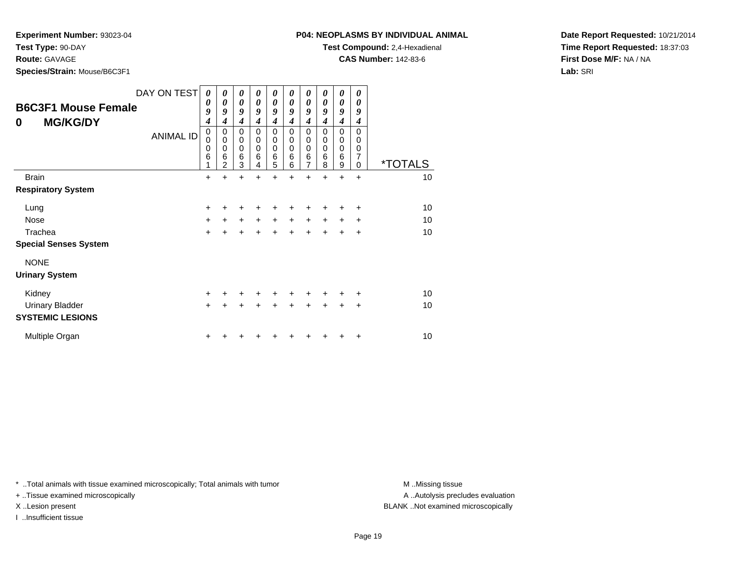**Experiment Number:** 93023-04
**Test Type:** 90-DAY
**Route:** GAVAGE
**Species/Strain:** Mouse/B6C3F1

**P04: NEOPLASMS BY INDIVIDUAL ANIMAL**
**Test Compound:** 2,4-Hexadienal
**CAS Number:** 142-83-6

**Date Report Requested:** 10/21/2014
**Time Report Requested:** 18:37:03
**First Dose M/F:** NA / NA
**Lab:** SRI

## B6C3F1 Mouse Female
## 0 MG/KG/DY

| DAY ON TEST | 0094 | 0094 | 0094 | 0094 | 0094 | 0094 | 0094 | 0094 | 0094 | 0094 | |
|---|---|---|---|---|---|---|---|---|---|---|---|
| **ANIMAL ID** | 00061 | 00062 | 00063 | 00064 | 00065 | 00066 | 00067 | 00068 | 00069 | 00070 | ***TOTALS** |
| Brain | + | + | + | + | + | + | + | + | + | + | 10 |
| **Respiratory System** | | | | | | | | | | | |
| Lung | + | + | + | + | + | + | + | + | + | + | 10 |
| Nose | + | + | + | + | + | + | + | + | + | + | 10 |
| Trachea | + | + | + | + | + | + | + | + | + | + | 10 |
| **Special Senses System** | | | | | | | | | | | |
| NONE | | | | | | | | | | | |
| **Urinary System** | | | | | | | | | | | |
| Kidney | + | + | + | + | + | + | + | + | + | + | 10 |
| Urinary Bladder | + | + | + | + | + | + | + | + | + | + | 10 |
| **SYSTEMIC LESIONS** | | | | | | | | | | | |
| Multiple Organ | + | + | + | + | + | + | + | + | + | + | 10 |

* ..Total animals with tissue examined microscopically; Total animals with tumor
+ ..Tissue examined microscopically
X ..Lesion present
I ..Insufficient tissue

M ..Missing tissue
A ..Autolysis precludes evaluation
BLANK ..Not examined microscopically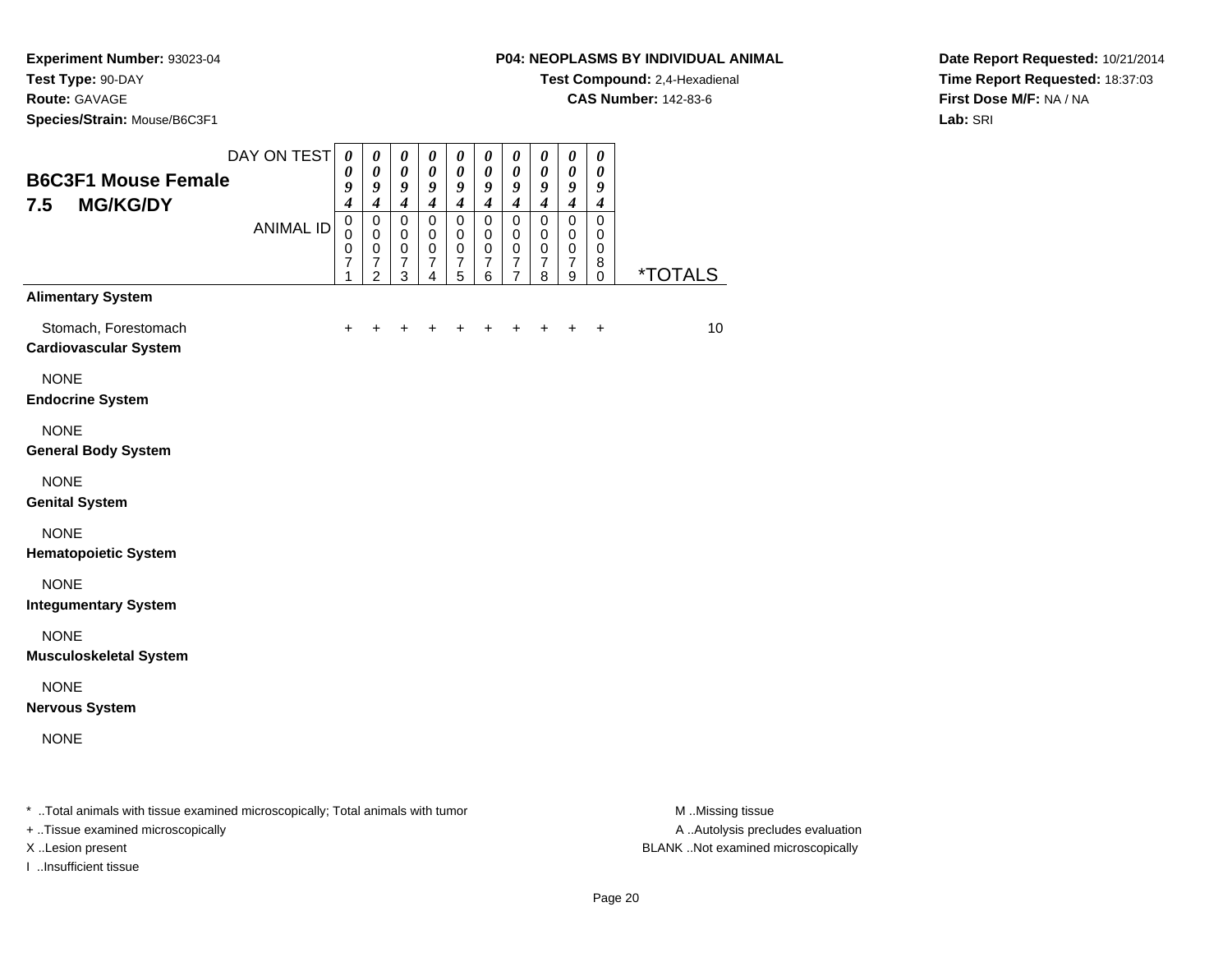**Experiment Number:** 93023-04
**Test Type:** 90-DAY
**Route:** GAVAGE
**Species/Strain:** Mouse/B6C3F1

**P04: NEOPLASMS BY INDIVIDUAL ANIMAL**
**Test Compound:** 2,4-Hexadienal
**CAS Number:** 142-83-6

**Date Report Requested:** 10/21/2014
**Time Report Requested:** 18:37:03
**First Dose M/F:** NA / NA
**Lab:** SRI

## B6C3F1 Mouse Female
## 7.5 MG/KG/DY

| DAY ON TEST | 0094 | 0094 | 0094 | 0094 | 0094 | 0094 | 0094 | 0094 | 0094 | 0094 | |
|---|---|---|---|---|---|---|---|---|---|---|---|
| ANIMAL ID | 00071 | 00072 | 00073 | 00074 | 00075 | 00076 | 00077 | 00078 | 00079 | 00080 | *TOTALS |
| **Alimentary System** | | | | | | | | | | | |
| Stomach, Forestomach | + | + | + | + | + | + | + | + | + | + | 10 |
| **Cardiovascular System** | | | | | | | | | | | |
| NONE | | | | | | | | | | | |
| **Endocrine System** | | | | | | | | | | | |
| NONE | | | | | | | | | | | |
| **General Body System** | | | | | | | | | | | |
| NONE | | | | | | | | | | | |
| **Genital System** | | | | | | | | | | | |
| NONE | | | | | | | | | | | |
| **Hematopoietic System** | | | | | | | | | | | |
| NONE | | | | | | | | | | | |
| **Integumentary System** | | | | | | | | | | | |
| NONE | | | | | | | | | | | |
| **Musculoskeletal System** | | | | | | | | | | | |
| NONE | | | | | | | | | | | |
| **Nervous System** | | | | | | | | | | | |
| NONE | | | | | | | | | | | |

* ..Total animals with tissue examined microscopically; Total animals with tumor
+ ..Tissue examined microscopically
X ..Lesion present
I ..Insufficient tissue

M ..Missing tissue
A ..Autolysis precludes evaluation
BLANK ..Not examined microscopically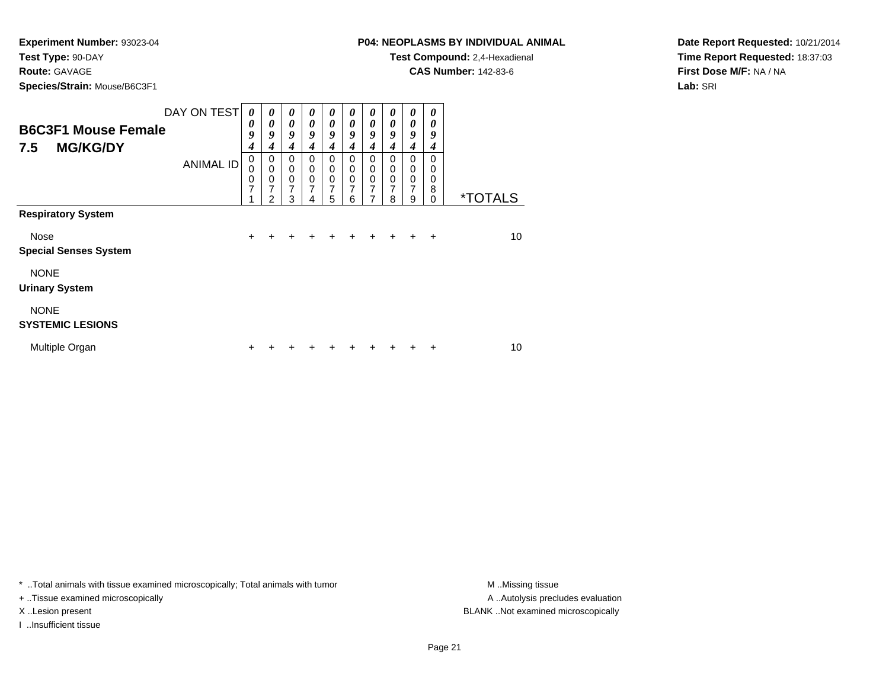**Experiment Number:** 93023-04
**Test Type:** 90-DAY
**Route:** GAVAGE
**Species/Strain:** Mouse/B6C3F1

**P04: NEOPLASMS BY INDIVIDUAL ANIMAL**
**Test Compound:** 2,4-Hexadienal
**CAS Number:** 142-83-6

**Date Report Requested:** 10/21/2014
**Time Report Requested:** 18:37:03
**First Dose M/F:** NA / NA
**Lab:** SRI

## B6C3F1 Mouse Female
## 7.5 MG/KG/DY

| DAY ON TEST | 0094 | 0094 | 0094 | 0094 | 0094 | 0094 | 0094 | 0094 | 0094 | 0094 | |
|---|---|---|---|---|---|---|---|---|---|---|---|
| ANIMAL ID | 00071 | 00072 | 00073 | 00074 | 00075 | 00076 | 00077 | 00078 | 00079 | 00080 | *TOTALS |
| **Respiratory System** | | | | | | | | | | | |
| Nose | + | + | + | + | + | + | + | + | + | + | 10 |
| **Special Senses System** | | | | | | | | | | | |
| NONE | | | | | | | | | | | |
| **Urinary System** | | | | | | | | | | | |
| NONE | | | | | | | | | | | |
| **SYSTEMIC LESIONS** | | | | | | | | | | | |
| Multiple Organ | + | + | + | + | + | + | + | + | + | + | 10 |

* ..Total animals with tissue examined microscopically; Total animals with tumor
+ ..Tissue examined microscopically
X ..Lesion present
I ..Insufficient tissue

M ..Missing tissue
A ..Autolysis precludes evaluation
BLANK ..Not examined microscopically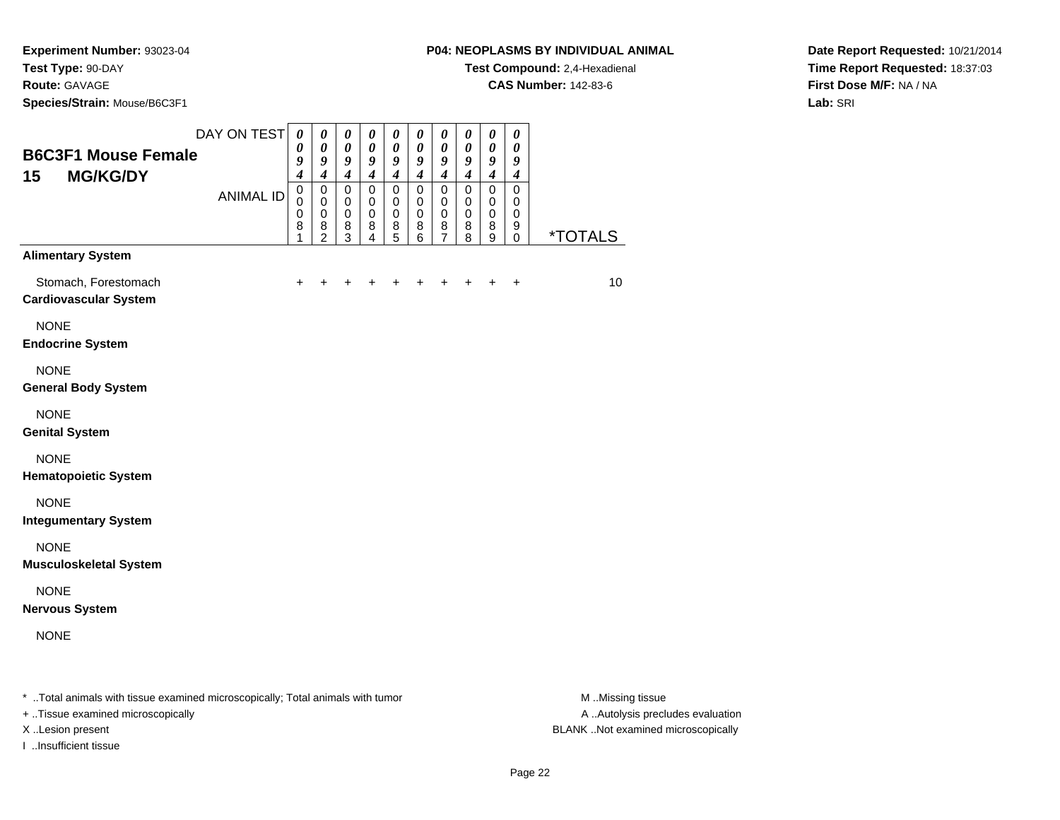**Experiment Number:** 93023-04
**Test Type:** 90-DAY
**Route:** GAVAGE
**Species/Strain:** Mouse/B6C3F1

**P04: NEOPLASMS BY INDIVIDUAL ANIMAL**
**Test Compound:** 2,4-Hexadienal
**CAS Number:** 142-83-6

**Date Report Requested:** 10/21/2014
**Time Report Requested:** 18:37:03
**First Dose M/F:** NA / NA
**Lab:** SRI

## B6C3F1 Mouse Female
## 15 MG/KG/DY

| DAY ON TEST | 0094 | 0094 | 0094 | 0094 | 0094 | 0094 | 0094 | 0094 | 0094 | 0094 | |
|---|---|---|---|---|---|---|---|---|---|---|---|
| ANIMAL ID | 00081 | 00082 | 00083 | 00084 | 00085 | 00086 | 00087 | 00088 | 00089 | 00090 | *TOTALS |
| **Alimentary System** | | | | | | | | | | | |
| Stomach, Forestomach | + | + | + | + | + | + | + | + | + | + | 10 |
| **Cardiovascular System** | | | | | | | | | | | |
| NONE | | | | | | | | | | | |
| **Endocrine System** | | | | | | | | | | | |
| NONE | | | | | | | | | | | |
| **General Body System** | | | | | | | | | | | |
| NONE | | | | | | | | | | | |
| **Genital System** | | | | | | | | | | | |
| NONE | | | | | | | | | | | |
| **Hematopoietic System** | | | | | | | | | | | |
| NONE | | | | | | | | | | | |
| **Integumentary System** | | | | | | | | | | | |
| NONE | | | | | | | | | | | |
| **Musculoskeletal System** | | | | | | | | | | | |
| NONE | | | | | | | | | | | |
| **Nervous System** | | | | | | | | | | | |
| NONE | | | | | | | | | | | |

* ..Total animals with tissue examined microscopically; Total animals with tumor
+ ..Tissue examined microscopically
X ..Lesion present
I ..Insufficient tissue

M ..Missing tissue
A ..Autolysis precludes evaluation
BLANK ..Not examined microscopically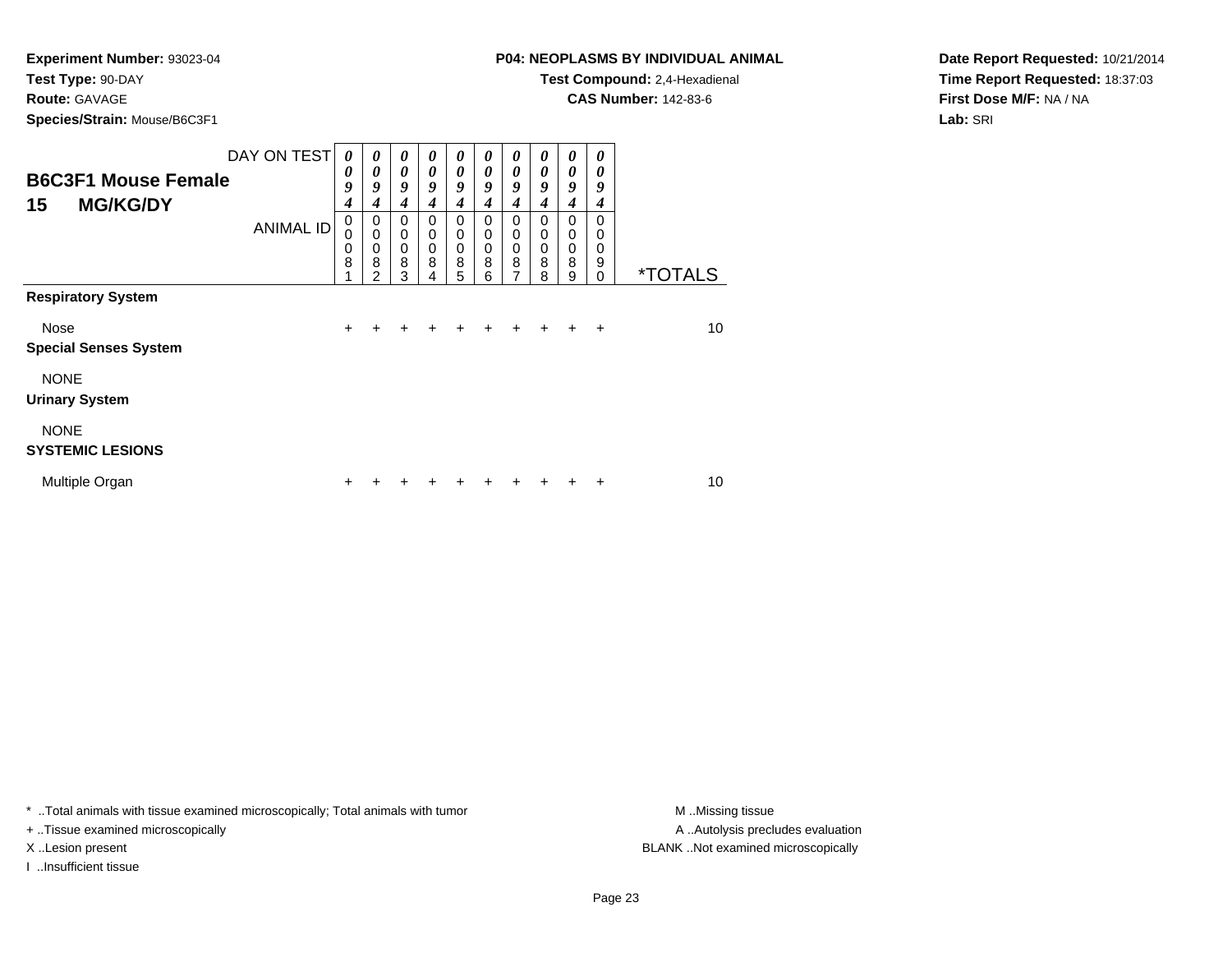**Experiment Number:** 93023-04
**Test Type:** 90-DAY
**Route:** GAVAGE
**Species/Strain:** Mouse/B6C3F1

**P04: NEOPLASMS BY INDIVIDUAL ANIMAL**
**Test Compound:** 2,4-Hexadienal
**CAS Number:** 142-83-6

**Date Report Requested:** 10/21/2014
**Time Report Requested:** 18:37:03
**First Dose M/F:** NA / NA
**Lab:** SRI

## B6C3F1 Mouse Female
## 15 MG/KG/DY

| DAY ON TEST | 0094 | 0094 | 0094 | 0094 | 0094 | 0094 | 0094 | 0094 | 0094 | 0094 | |
|---|---|---|---|---|---|---|---|---|---|---|---|
| **ANIMAL ID** | 00081 | 00082 | 00083 | 00084 | 00085 | 00086 | 00087 | 00088 | 00089 | 00090 | ***TOTALS** |
| **Respiratory System** | | | | | | | | | | | |
| Nose | + | + | + | + | + | + | + | + | + | + | 10 |
| **Special Senses System** | | | | | | | | | | | |
| NONE | | | | | | | | | | | |
| **Urinary System** | | | | | | | | | | | |
| NONE | | | | | | | | | | | |
| **SYSTEMIC LESIONS** | | | | | | | | | | | |
| Multiple Organ | + | + | + | + | + | + | + | + | + | + | 10 |

* ..Total animals with tissue examined microscopically; Total animals with tumor
+ ..Tissue examined microscopically
X ..Lesion present
I ..Insufficient tissue

M ..Missing tissue
A ..Autolysis precludes evaluation
BLANK ..Not examined microscopically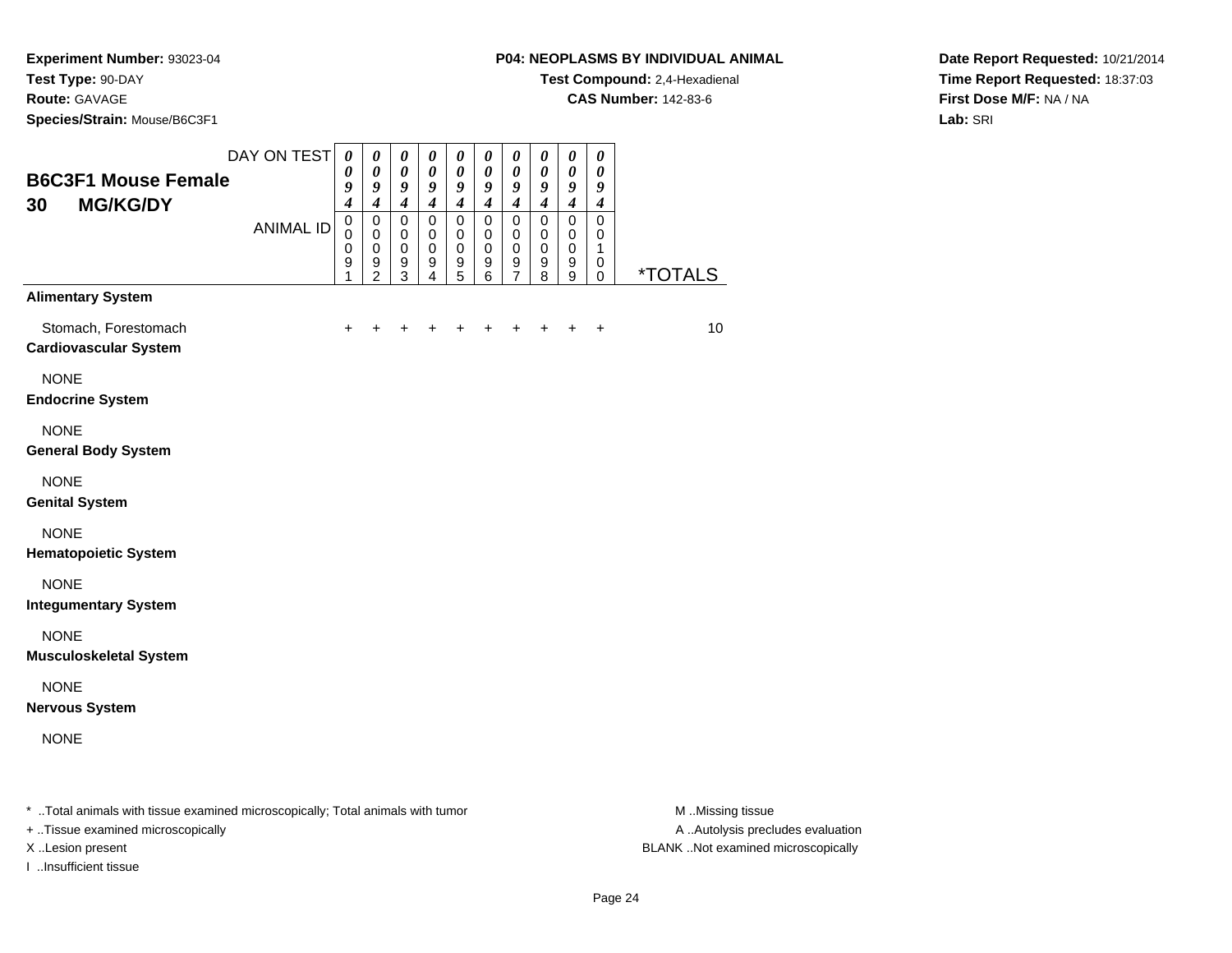**Experiment Number:** 93023-04
**Test Type:** 90-DAY
**Route:** GAVAGE
**Species/Strain:** Mouse/B6C3F1

**P04: NEOPLASMS BY INDIVIDUAL ANIMAL**
**Test Compound:** 2,4-Hexadienal
**CAS Number:** 142-83-6

**Date Report Requested:** 10/21/2014
**Time Report Requested:** 18:37:03
**First Dose M/F:** NA / NA
**Lab:** SRI

## B6C3F1 Mouse Female
## 30 MG/KG/DY

| DAY ON TEST | 0094 | 0094 | 0094 | 0094 | 0094 | 0094 | 0094 | 0094 | 0094 | 0094 | |
|---|---|---|---|---|---|---|---|---|---|---|---|
| ANIMAL ID | 00091 | 00092 | 00093 | 00094 | 00095 | 00096 | 00097 | 00098 | 00099 | 00100 | *TOTALS |
| **Alimentary System** | | | | | | | | | | | |
| Stomach, Forestomach | + | + | + | + | + | + | + | + | + | + | 10 |
| **Cardiovascular System** | | | | | | | | | | | |
| NONE | | | | | | | | | | | |
| **Endocrine System** | | | | | | | | | | | |
| NONE | | | | | | | | | | | |
| **General Body System** | | | | | | | | | | | |
| NONE | | | | | | | | | | | |
| **Genital System** | | | | | | | | | | | |
| NONE | | | | | | | | | | | |
| **Hematopoietic System** | | | | | | | | | | | |
| NONE | | | | | | | | | | | |
| **Integumentary System** | | | | | | | | | | | |
| NONE | | | | | | | | | | | |
| **Musculoskeletal System** | | | | | | | | | | | |
| NONE | | | | | | | | | | | |
| **Nervous System** | | | | | | | | | | | |
| NONE | | | | | | | | | | | |

* ..Total animals with tissue examined microscopically; Total animals with tumor
+ ..Tissue examined microscopically
X ..Lesion present
I ..Insufficient tissue

M ..Missing tissue
A ..Autolysis precludes evaluation
BLANK ..Not examined microscopically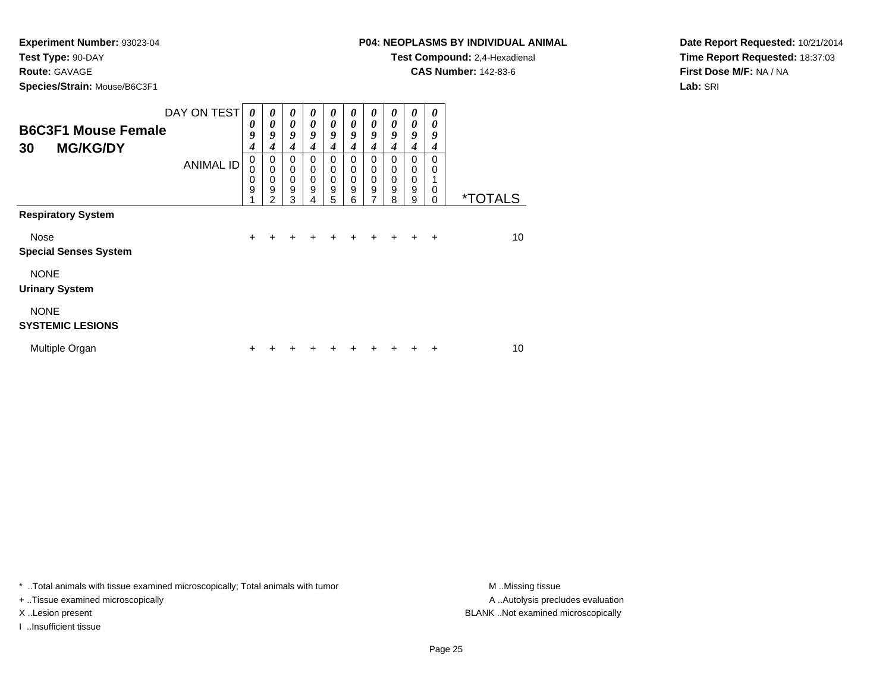**Experiment Number:** 93023-04
**Test Type:** 90-DAY
**Route:** GAVAGE
**Species/Strain:** Mouse/B6C3F1

**P04: NEOPLASMS BY INDIVIDUAL ANIMAL**
**Test Compound:** 2,4-Hexadienal
**CAS Number:** 142-83-6

**Date Report Requested:** 10/21/2014
**Time Report Requested:** 18:37:03
**First Dose M/F:** NA / NA
**Lab:** SRI

| **B6C3F1 Mouse Female 30 MG/KG/DY** | | | | | | | | | | | |
|---|---|---|---|---|---|---|---|---|---|---|---|
| DAY ON TEST | 0094 | 0094 | 0094 | 0094 | 0094 | 0094 | 0094 | 0094 | 0094 | 0094 | |
| ANIMAL ID | 00091 | 00092 | 00093 | 00094 | 00095 | 00096 | 00097 | 00098 | 00099 | 00100 | *TOTALS |
| **Respiratory System** | | | | | | | | | | | |
| Nose | + | + | + | + | + | + | + | + | + | + | 10 |
| **Special Senses System** | | | | | | | | | | | |
| NONE | | | | | | | | | | | |
| **Urinary System** | | | | | | | | | | | |
| NONE | | | | | | | | | | | |
| **SYSTEMIC LESIONS** | | | | | | | | | | | |
| Multiple Organ | + | + | + | + | + | + | + | + | + | + | 10 |

* ..Total animals with tissue examined microscopically; Total animals with tumor
+ ..Tissue examined microscopically
X ..Lesion present
I ..Insufficient tissue

M ..Missing tissue
A ..Autolysis precludes evaluation
BLANK ..Not examined microscopically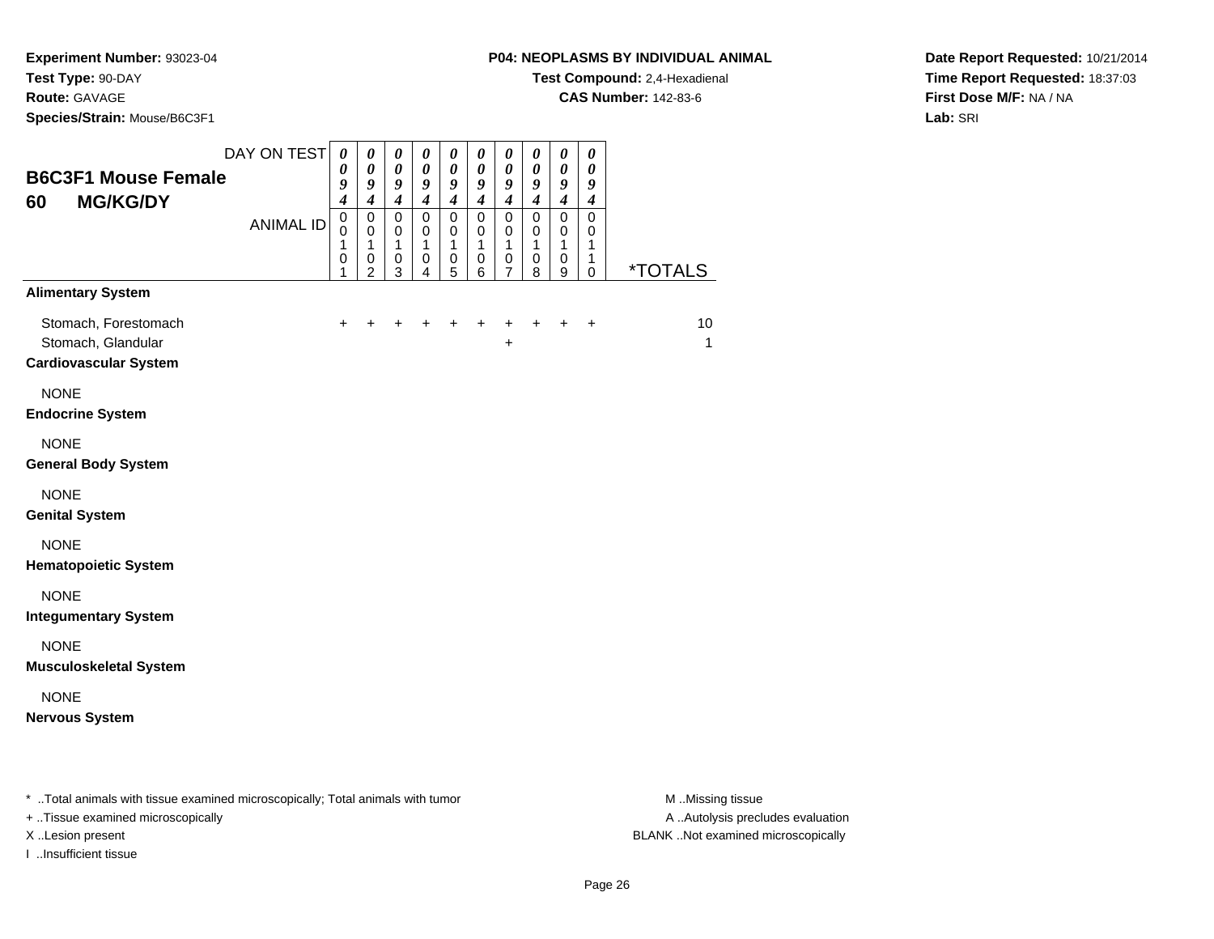**Experiment Number:** 93023-04
**Test Type:** 90-DAY
**Route:** GAVAGE
**Species/Strain:** Mouse/B6C3F1

**P04: NEOPLASMS BY INDIVIDUAL ANIMAL**
**Test Compound:** 2,4-Hexadienal
**CAS Number:** 142-83-6

**Date Report Requested:** 10/21/2014
**Time Report Requested:** 18:37:03
**First Dose M/F:** NA / NA
**Lab:** SRI

## B6C3F1 Mouse Female
## 60 MG/KG/DY

| DAY ON TEST | 0094 | 0094 | 0094 | 0094 | 0094 | 0094 | 0094 | 0094 | 0094 | 0094 | |
|---|---|---|---|---|---|---|---|---|---|---|---|
| ANIMAL ID | 00101 | 00102 | 00103 | 00104 | 00105 | 00106 | 00107 | 00108 | 00109 | 00110 | *TOTALS |
| **Alimentary System** | | | | | | | | | | | |
| Stomach, Forestomach | + | + | + | + | + | + | + | + | + | + | 10 |
| Stomach, Glandular | | | | | | | + | | | | 1 |
| **Cardiovascular System** | | | | | | | | | | | |
| NONE | | | | | | | | | | | |
| **Endocrine System** | | | | | | | | | | | |
| NONE | | | | | | | | | | | |
| **General Body System** | | | | | | | | | | | |
| NONE | | | | | | | | | | | |
| **Genital System** | | | | | | | | | | | |
| NONE | | | | | | | | | | | |
| **Hematopoietic System** | | | | | | | | | | | |
| NONE | | | | | | | | | | | |
| **Integumentary System** | | | | | | | | | | | |
| NONE | | | | | | | | | | | |
| **Musculoskeletal System** | | | | | | | | | | | |
| NONE | | | | | | | | | | | |
| **Nervous System** | | | | | | | | | | | |

* ..Total animals with tissue examined microscopically; Total animals with tumor
+ ..Tissue examined microscopically
X ..Lesion present
I ..Insufficient tissue

M ..Missing tissue
A ..Autolysis precludes evaluation
BLANK ..Not examined microscopically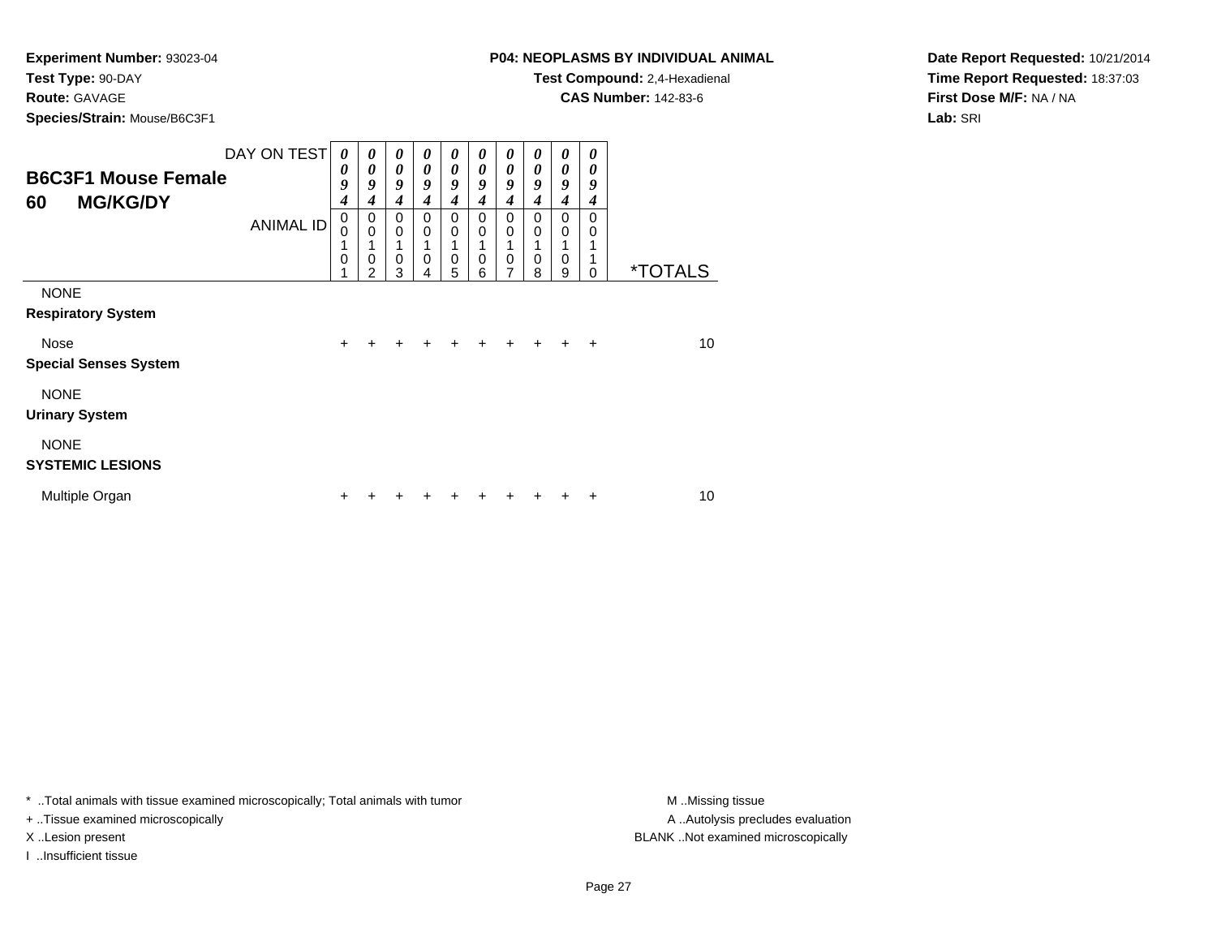**Experiment Number:** 93023-04
**Test Type:** 90-DAY
**Route:** GAVAGE
**Species/Strain:** Mouse/B6C3F1

**P04: NEOPLASMS BY INDIVIDUAL ANIMAL**
**Test Compound:** 2,4-Hexadienal
**CAS Number:** 142-83-6

**Date Report Requested:** 10/21/2014
**Time Report Requested:** 18:37:03
**First Dose M/F:** NA / NA
**Lab:** SRI

**B6C3F1 Mouse Female**
**60 MG/KG/DY**

| DAY ON TEST | 0094 | 0094 | 0094 | 0094 | 0094 | 0094 | 0094 | 0094 | 0094 | 0094 | |
|---|---|---|---|---|---|---|---|---|---|---|---|
| ANIMAL ID | 00101 | 00102 | 00103 | 00104 | 00105 | 00106 | 00107 | 00108 | 00109 | 00110 | *TOTALS |
| NONE | | | | | | | | | | | |
| **Respiratory System** | | | | | | | | | | | |
| Nose | + | + | + | + | + | + | + | + | + | + | 10 |
| **Special Senses System** | | | | | | | | | | | |
| NONE | | | | | | | | | | | |
| **Urinary System** | | | | | | | | | | | |
| NONE | | | | | | | | | | | |
| **SYSTEMIC LESIONS** | | | | | | | | | | | |
| Multiple Organ | + | + | + | + | + | + | + | + | + | + | 10 |

\* ..Total animals with tissue examined microscopically; Total animals with tumor
+ ..Tissue examined microscopically
X ..Lesion present
I ..Insufficient tissue

M ..Missing tissue
A ..Autolysis precludes evaluation
BLANK ..Not examined microscopically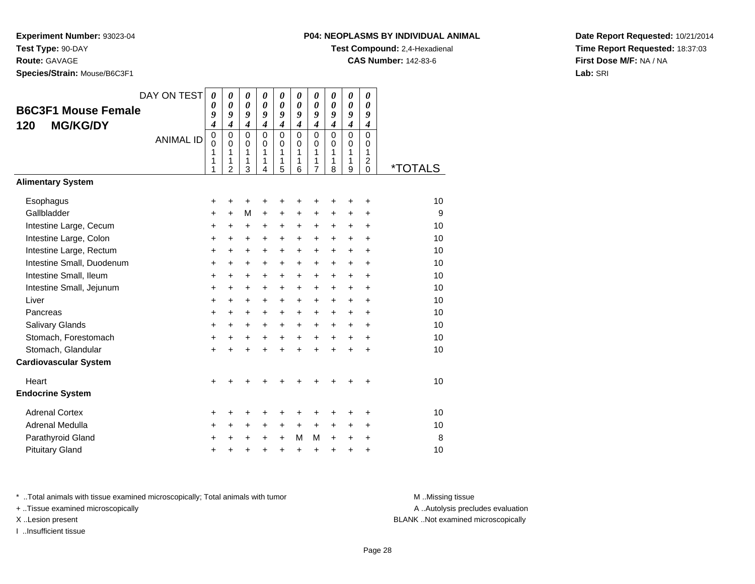**Experiment Number:** 93023-04
**Test Type:** 90-DAY
**Route:** GAVAGE
**Species/Strain:** Mouse/B6C3F1

**P04: NEOPLASMS BY INDIVIDUAL ANIMAL**
**Test Compound:** 2,4-Hexadienal
**CAS Number:** 142-83-6

**Date Report Requested:** 10/21/2014
**Time Report Requested:** 18:37:03
**First Dose M/F:** NA / NA
**Lab:** SRI

## B6C3F1 Mouse Female 120 MG/KG/DY

| DAY ON TEST | 0094 | 0094 | 0094 | 0094 | 0094 | 0094 | 0094 | 0094 | 0094 | 0094 | |
|---|---|---|---|---|---|---|---|---|---|---|---|
| ANIMAL ID | 00111 | 00112 | 00113 | 00114 | 00115 | 00116 | 00117 | 00118 | 00119 | 00120 | *TOTALS |
| **Alimentary System** | | | | | | | | | | | |
| Esophagus | + | + | + | + | + | + | + | + | + | + | 10 |
| Gallbladder | + | + | M | + | + | + | + | + | + | + | 9 |
| Intestine Large, Cecum | + | + | + | + | + | + | + | + | + | + | 10 |
| Intestine Large, Colon | + | + | + | + | + | + | + | + | + | + | 10 |
| Intestine Large, Rectum | + | + | + | + | + | + | + | + | + | + | 10 |
| Intestine Small, Duodenum | + | + | + | + | + | + | + | + | + | + | 10 |
| Intestine Small, Ileum | + | + | + | + | + | + | + | + | + | + | 10 |
| Intestine Small, Jejunum | + | + | + | + | + | + | + | + | + | + | 10 |
| Liver | + | + | + | + | + | + | + | + | + | + | 10 |
| Pancreas | + | + | + | + | + | + | + | + | + | + | 10 |
| Salivary Glands | + | + | + | + | + | + | + | + | + | + | 10 |
| Stomach, Forestomach | + | + | + | + | + | + | + | + | + | + | 10 |
| Stomach, Glandular | + | + | + | + | + | + | + | + | + | + | 10 |
| **Cardiovascular System** | | | | | | | | | | | |
| Heart | + | + | + | + | + | + | + | + | + | + | 10 |
| **Endocrine System** | | | | | | | | | | | |
| Adrenal Cortex | + | + | + | + | + | + | + | + | + | + | 10 |
| Adrenal Medulla | + | + | + | + | + | + | + | + | + | + | 10 |
| Parathyroid Gland | + | + | + | + | + | M | M | + | + | + | 8 |
| Pituitary Gland | + | + | + | + | + | + | + | + | + | + | 10 |

* ..Total animals with tissue examined microscopically; Total animals with tumor
+ ..Tissue examined microscopically
X ..Lesion present
I ..Insufficient tissue

M ..Missing tissue
A ..Autolysis precludes evaluation
BLANK ..Not examined microscopically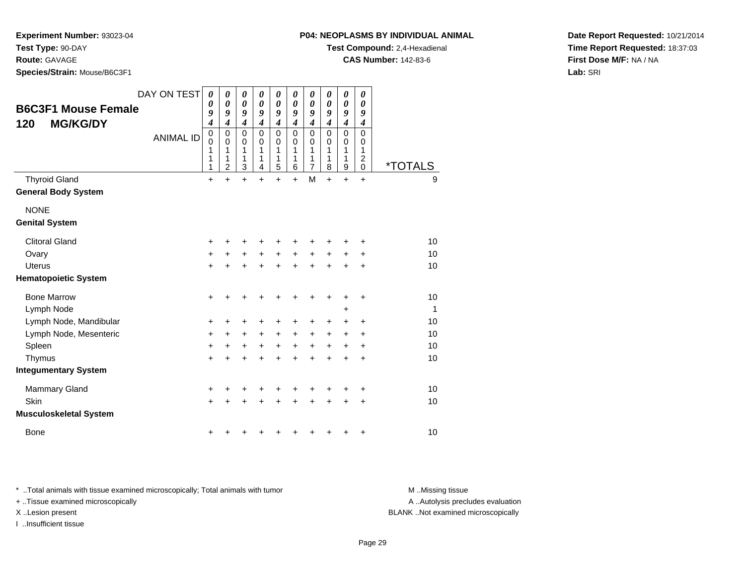**Experiment Number:** 93023-04
**Test Type:** 90-DAY
**Route:** GAVAGE
**Species/Strain:** Mouse/B6C3F1

**P04: NEOPLASMS BY INDIVIDUAL ANIMAL**
**Test Compound:** 2,4-Hexadienal
**CAS Number:** 142-83-6

**Date Report Requested:** 10/21/2014
**Time Report Requested:** 18:37:03
**First Dose M/F:** NA / NA
**Lab:** SRI

## B6C3F1 Mouse Female
## 120 MG/KG/DY

| DAY ON TEST | 0094 | 0094 | 0094 | 0094 | 0094 | 0094 | 0094 | 0094 | 0094 | 0094 | |
|---|---|---|---|---|---|---|---|---|---|---|---|
| ANIMAL ID | 00111 | 00112 | 00113 | 00114 | 00115 | 00116 | 00117 | 00118 | 00119 | 00120 | *TOTALS |
| Thyroid Gland | + | + | + | + | + | + | M | + | + | + | 9 |
| **General Body System** | | | | | | | | | | | |
| NONE | | | | | | | | | | | |
| **Genital System** | | | | | | | | | | | |
| Clitoral Gland | + | + | + | + | + | + | + | + | + | + | 10 |
| Ovary | + | + | + | + | + | + | + | + | + | + | 10 |
| Uterus | + | + | + | + | + | + | + | + | + | + | 10 |
| **Hematopoietic System** | | | | | | | | | | | |
| Bone Marrow | + | + | + | + | + | + | + | + | + | + | 10 |
| Lymph Node | | | | | | | | | + | | 1 |
| Lymph Node, Mandibular | + | + | + | + | + | + | + | + | + | + | 10 |
| Lymph Node, Mesenteric | + | + | + | + | + | + | + | + | + | + | 10 |
| Spleen | + | + | + | + | + | + | + | + | + | + | 10 |
| Thymus | + | + | + | + | + | + | + | + | + | + | 10 |
| **Integumentary System** | | | | | | | | | | | |
| Mammary Gland | + | + | + | + | + | + | + | + | + | + | 10 |
| Skin | + | + | + | + | + | + | + | + | + | + | 10 |
| **Musculoskeletal System** | | | | | | | | | | | |
| Bone | + | + | + | + | + | + | + | + | + | + | 10 |

* ..Total animals with tissue examined microscopically; Total animals with tumor
+ ..Tissue examined microscopically
X ..Lesion present
I ..Insufficient tissue

M ..Missing tissue
A ..Autolysis precludes evaluation
BLANK ..Not examined microscopically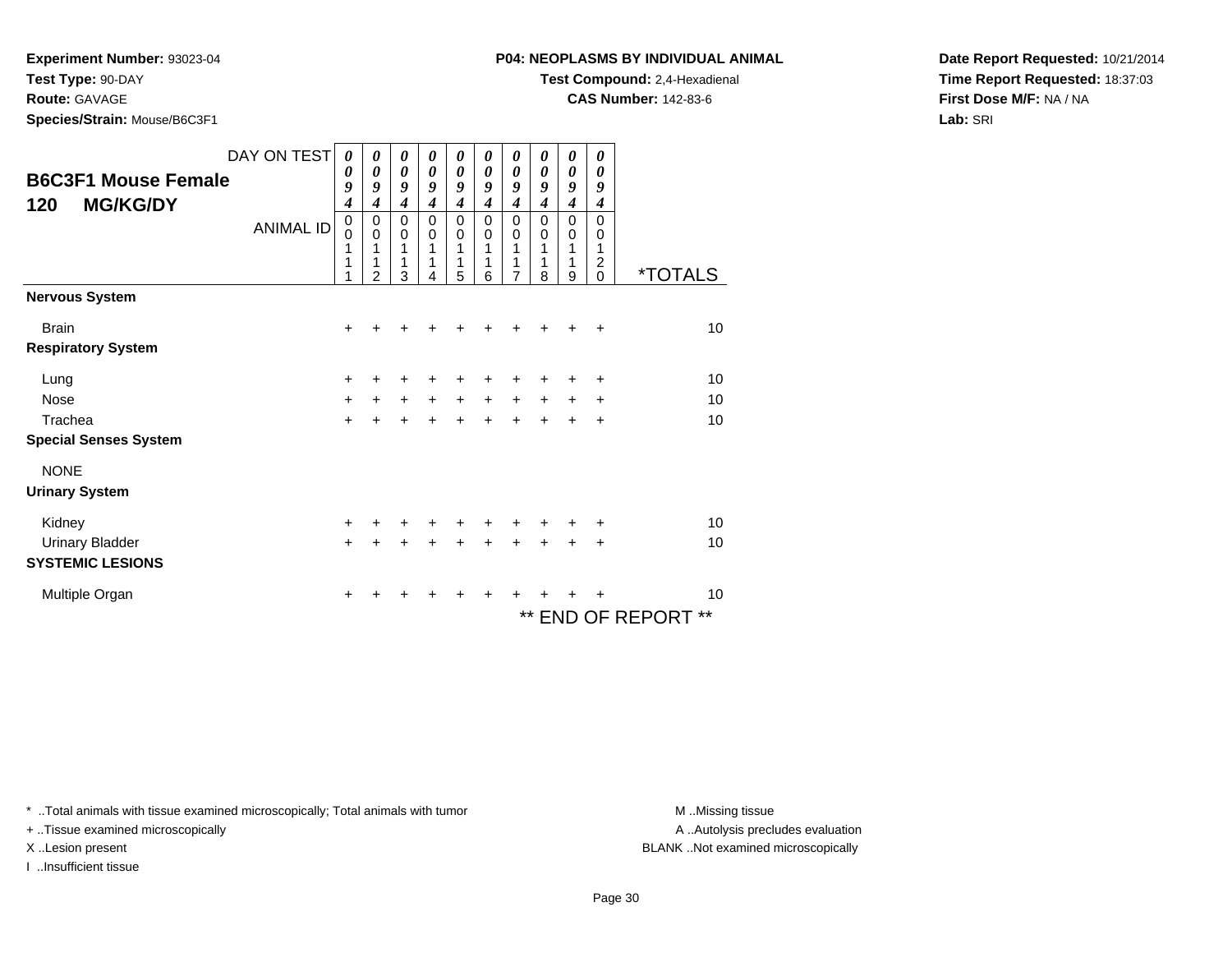**Experiment Number:** 93023-04
**Test Type:** 90-DAY
**Route:** GAVAGE
**Species/Strain:** Mouse/B6C3F1

**P04: NEOPLASMS BY INDIVIDUAL ANIMAL**
**Test Compound:** 2,4-Hexadienal
**CAS Number:** 142-83-6

**Date Report Requested:** 10/21/2014
**Time Report Requested:** 18:37:03
**First Dose M/F:** NA / NA
**Lab:** SRI

**B6C3F1 Mouse Female**
**120 MG/KG/DY**

| DAY ON TEST | 0094 | 0094 | 0094 | 0094 | 0094 | 0094 | 0094 | 0094 | 0094 | 0094 | |
|---|---|---|---|---|---|---|---|---|---|---|---|
| ANIMAL ID | 00111 | 00112 | 00113 | 00114 | 00115 | 00116 | 00117 | 00118 | 00119 | 00120 | *TOTALS |
| **Nervous System** | | | | | | | | | | | |
| Brain | + | + | + | + | + | + | + | + | + | + | 10 |
| **Respiratory System** | | | | | | | | | | | |
| Lung | + | + | + | + | + | + | + | + | + | + | 10 |
| Nose | + | + | + | + | + | + | + | + | + | + | 10 |
| Trachea | + | + | + | + | + | + | + | + | + | + | 10 |
| **Special Senses System** | | | | | | | | | | | |
| NONE | | | | | | | | | | | |
| **Urinary System** | | | | | | | | | | | |
| Kidney | + | + | + | + | + | + | + | + | + | + | 10 |
| Urinary Bladder | + | + | + | + | + | + | + | + | + | + | 10 |
| **SYSTEMIC LESIONS** | | | | | | | | | | | |
| Multiple Organ | + | + | + | + | + | + | + | + | + | + | 10 |

** END OF REPORT **

* ..Total animals with tissue examined microscopically; Total animals with tumor
+ ..Tissue examined microscopically
X ..Lesion present
I ..Insufficient tissue

M ..Missing tissue
A ..Autolysis precludes evaluation
BLANK ..Not examined microscopically